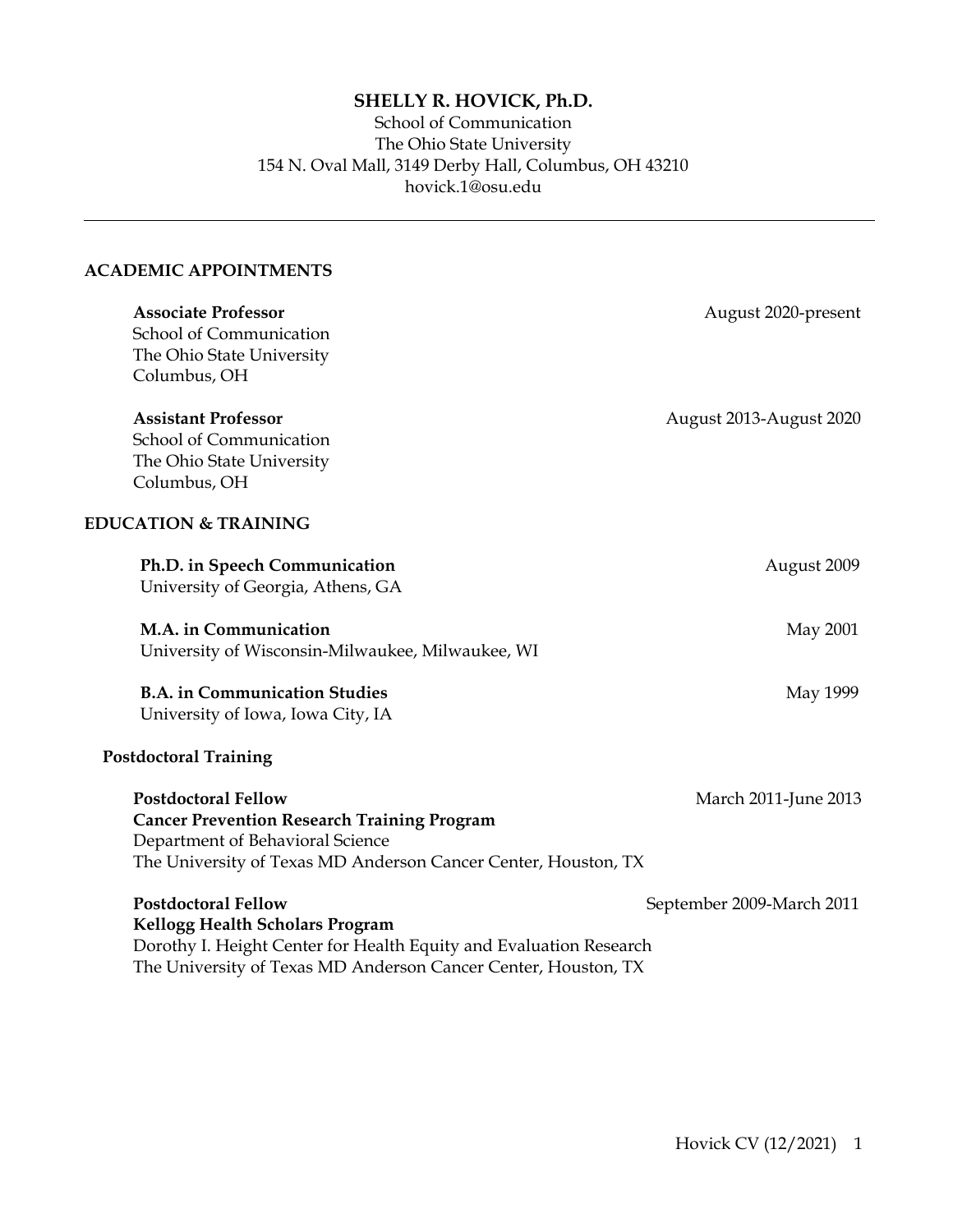# SHELLY R. HOVICK, Ph.D.

School of Communication
The Ohio State University
154 N. Oval Mall, 3149 Derby Hall, Columbus, OH 43210
hovick.1@osu.edu

---

## ACADEMIC APPOINTMENTS

**Associate Professor** — August 2020-present
School of Communication
The Ohio State University
Columbus, OH

**Assistant Professor** — August 2013-August 2020
School of Communication
The Ohio State University
Columbus, OH

## EDUCATION & TRAINING

**Ph.D. in Speech Communication** — August 2009
University of Georgia, Athens, GA

**M.A. in Communication** — May 2001
University of Wisconsin-Milwaukee, Milwaukee, WI

**B.A. in Communication Studies** — May 1999
University of Iowa, Iowa City, IA

### Postdoctoral Training

**Postdoctoral Fellow** — March 2011-June 2013
**Cancer Prevention Research Training Program**
Department of Behavioral Science
The University of Texas MD Anderson Cancer Center, Houston, TX

**Postdoctoral Fellow** — September 2009-March 2011
**Kellogg Health Scholars Program**
Dorothy I. Height Center for Health Equity and Evaluation Research
The University of Texas MD Anderson Cancer Center, Houston, TX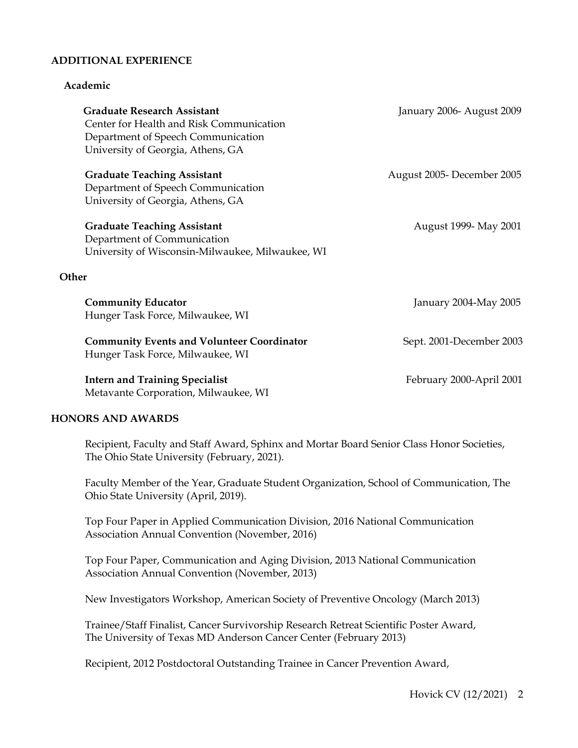## ADDITIONAL EXPERIENCE

### Academic

**Graduate Research Assistant** — January 2006- August 2009
Center for Health and Risk Communication
Department of Speech Communication
University of Georgia, Athens, GA

**Graduate Teaching Assistant** — August 2005- December 2005
Department of Speech Communication
University of Georgia, Athens, GA

**Graduate Teaching Assistant** — August 1999- May 2001
Department of Communication
University of Wisconsin-Milwaukee, Milwaukee, WI

### Other

**Community Educator** — January 2004-May 2005
Hunger Task Force, Milwaukee, WI

**Community Events and Volunteer Coordinator** — Sept. 2001-December 2003
Hunger Task Force, Milwaukee, WI

**Intern and Training Specialist** — February 2000-April 2001
Metavante Corporation, Milwaukee, WI

## HONORS AND AWARDS

Recipient, Faculty and Staff Award, Sphinx and Mortar Board Senior Class Honor Societies, The Ohio State University (February, 2021).

Faculty Member of the Year, Graduate Student Organization, School of Communication, The Ohio State University (April, 2019).

Top Four Paper in Applied Communication Division, 2016 National Communication Association Annual Convention (November, 2016)

Top Four Paper, Communication and Aging Division, 2013 National Communication Association Annual Convention (November, 2013)

New Investigators Workshop, American Society of Preventive Oncology (March 2013)

Trainee/Staff Finalist, Cancer Survivorship Research Retreat Scientific Poster Award, The University of Texas MD Anderson Cancer Center (February 2013)

Recipient, 2012 Postdoctoral Outstanding Trainee in Cancer Prevention Award,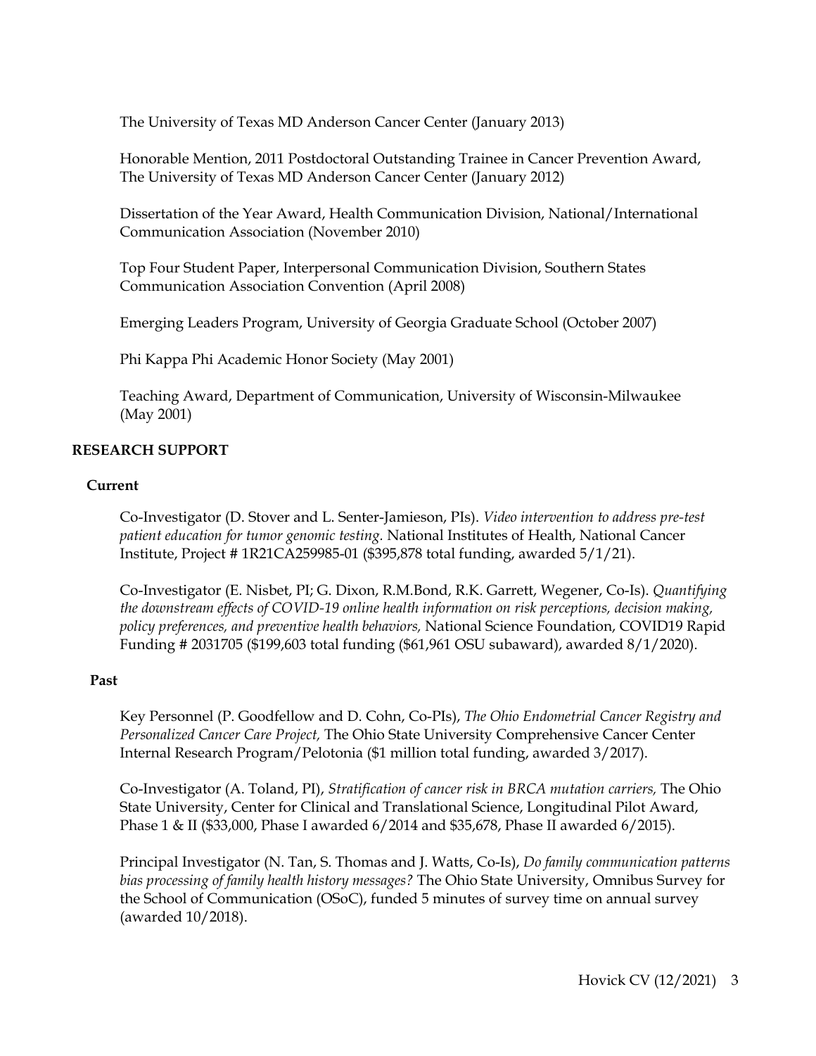The University of Texas MD Anderson Cancer Center (January 2013)

Honorable Mention, 2011 Postdoctoral Outstanding Trainee in Cancer Prevention Award, The University of Texas MD Anderson Cancer Center (January 2012)

Dissertation of the Year Award, Health Communication Division, National/International Communication Association (November 2010)

Top Four Student Paper, Interpersonal Communication Division, Southern States Communication Association Convention (April 2008)

Emerging Leaders Program, University of Georgia Graduate School (October 2007)

Phi Kappa Phi Academic Honor Society (May 2001)

Teaching Award, Department of Communication, University of Wisconsin-Milwaukee (May 2001)

## RESEARCH SUPPORT

### Current

Co-Investigator (D. Stover and L. Senter-Jamieson, PIs). *Video intervention to address pre-test patient education for tumor genomic testing.* National Institutes of Health, National Cancer Institute, Project # 1R21CA259985-01 ($395,878 total funding, awarded 5/1/21).

Co-Investigator (E. Nisbet, PI; G. Dixon, R.M.Bond, R.K. Garrett, Wegener, Co-Is). *Quantifying the downstream effects of COVID-19 online health information on risk perceptions, decision making, policy preferences, and preventive health behaviors,* National Science Foundation, COVID19 Rapid Funding # 2031705 ($199,603 total funding ($61,961 OSU subaward), awarded 8/1/2020).

### Past

Key Personnel (P. Goodfellow and D. Cohn, Co-PIs), *The Ohio Endometrial Cancer Registry and Personalized Cancer Care Project,* The Ohio State University Comprehensive Cancer Center Internal Research Program/Pelotonia ($1 million total funding, awarded 3/2017).

Co-Investigator (A. Toland, PI), *Stratification of cancer risk in BRCA mutation carriers,* The Ohio State University, Center for Clinical and Translational Science, Longitudinal Pilot Award, Phase 1 & II ($33,000, Phase I awarded 6/2014 and $35,678, Phase II awarded 6/2015).

Principal Investigator (N. Tan, S. Thomas and J. Watts, Co-Is), *Do family communication patterns bias processing of family health history messages?* The Ohio State University, Omnibus Survey for the School of Communication (OSoC), funded 5 minutes of survey time on annual survey (awarded 10/2018).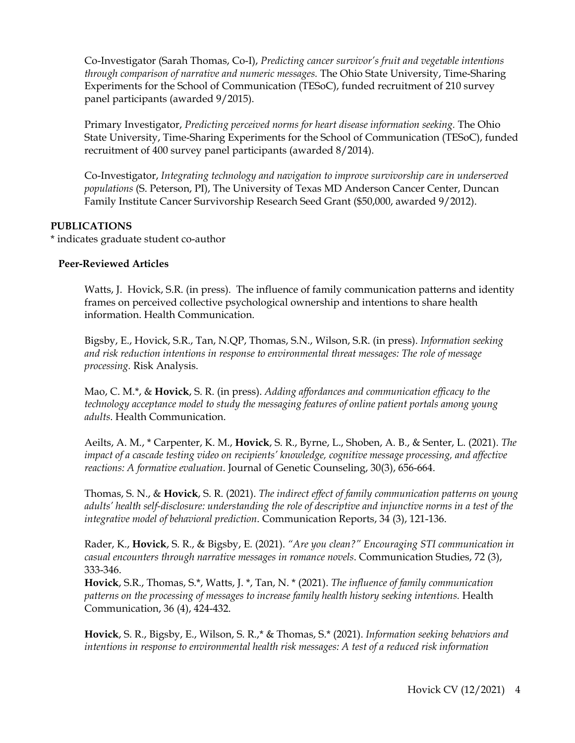Co-Investigator (Sarah Thomas, Co-I), *Predicting cancer survivor's fruit and vegetable intentions through comparison of narrative and numeric messages.* The Ohio State University, Time-Sharing Experiments for the School of Communication (TESoC), funded recruitment of 210 survey panel participants (awarded 9/2015).

Primary Investigator, *Predicting perceived norms for heart disease information seeking.* The Ohio State University, Time-Sharing Experiments for the School of Communication (TESoC), funded recruitment of 400 survey panel participants (awarded 8/2014).

Co-Investigator, *Integrating technology and navigation to improve survivorship care in underserved populations* (S. Peterson, PI), The University of Texas MD Anderson Cancer Center, Duncan Family Institute Cancer Survivorship Research Seed Grant ($50,000, awarded 9/2012).

## PUBLICATIONS

\* indicates graduate student co-author

### Peer-Reviewed Articles

Watts, J. Hovick, S.R. (in press). The influence of family communication patterns and identity frames on perceived collective psychological ownership and intentions to share health information. Health Communication.

Bigsby, E., Hovick, S.R., Tan, N.QP, Thomas, S.N., Wilson, S.R. (in press). *Information seeking and risk reduction intentions in response to environmental threat messages: The role of message processing.* Risk Analysis.

Mao, C. M.\*, & **Hovick**, S. R. (in press). *Adding affordances and communication efficacy to the technology acceptance model to study the messaging features of online patient portals among young adults.* Health Communication.

Aeilts, A. M., \* Carpenter, K. M., **Hovick**, S. R., Byrne, L., Shoben, A. B., & Senter, L. (2021). *The impact of a cascade testing video on recipients' knowledge, cognitive message processing, and affective reactions: A formative evaluation*. Journal of Genetic Counseling, 30(3), 656-664.

Thomas, S. N., & **Hovick**, S. R. (2021). *The indirect effect of family communication patterns on young adults' health self-disclosure: understanding the role of descriptive and injunctive norms in a test of the integrative model of behavioral prediction*. Communication Reports, 34 (3), 121-136.

Rader, K., **Hovick**, S. R., & Bigsby, E. (2021). *"Are you clean?" Encouraging STI communication in casual encounters through narrative messages in romance novels*. Communication Studies, 72 (3), 333-346.

**Hovick**, S.R., Thomas, S.\*, Watts, J. \*, Tan, N. \* (2021). *The influence of family communication patterns on the processing of messages to increase family health history seeking intentions.* Health Communication, 36 (4), 424-432.

**Hovick**, S. R., Bigsby, E., Wilson, S. R.,\* & Thomas, S.\* (2021). *Information seeking behaviors and intentions in response to environmental health risk messages: A test of a reduced risk information*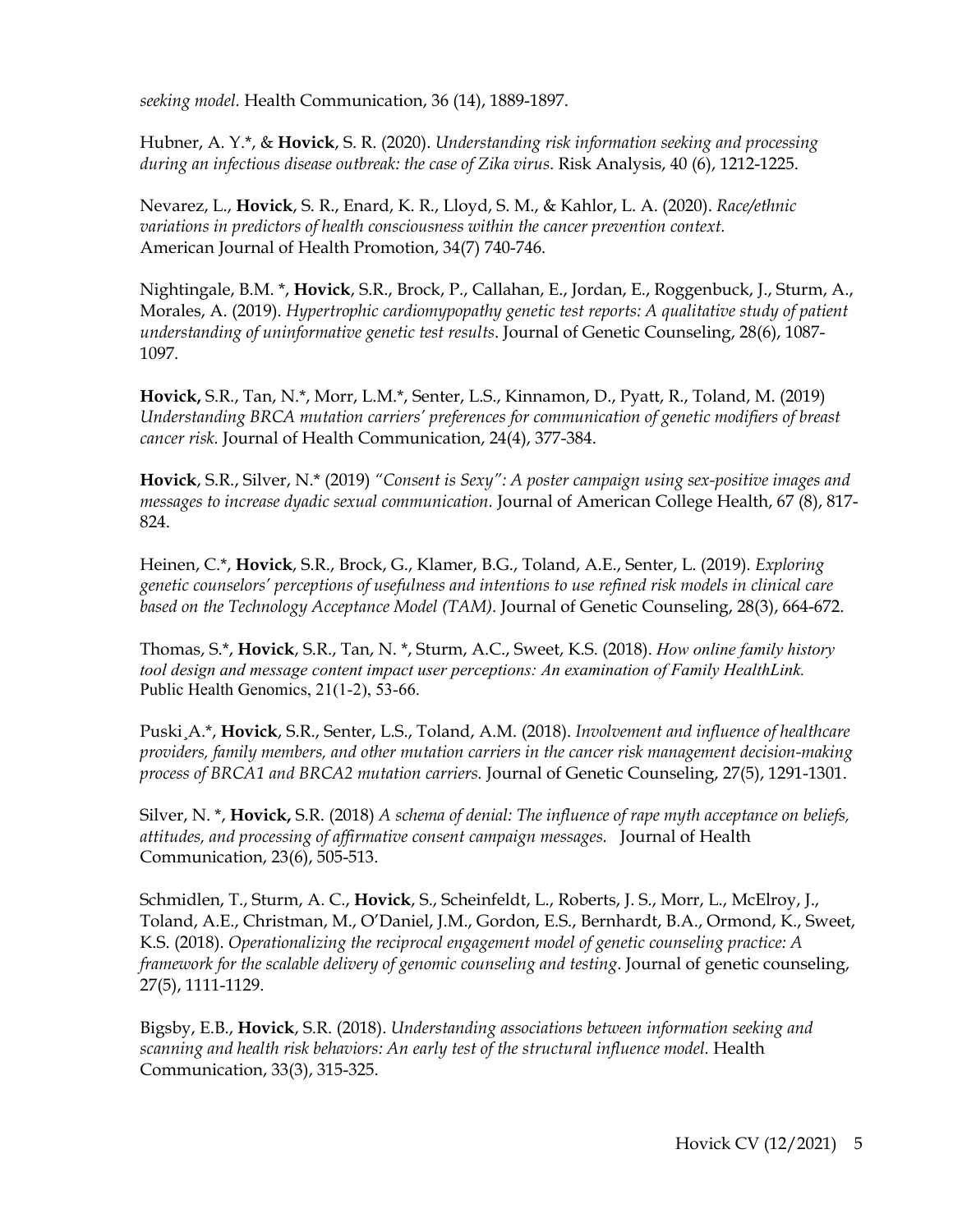*seeking model.* Health Communication, 36 (14), 1889-1897.

Hubner, A. Y.*, & **Hovick**, S. R. (2020). *Understanding risk information seeking and processing during an infectious disease outbreak: the case of Zika virus*. Risk Analysis, 40 (6), 1212-1225.

Nevarez, L., **Hovick**, S. R., Enard, K. R., Lloyd, S. M., & Kahlor, L. A. (2020). *Race/ethnic variations in predictors of health consciousness within the cancer prevention context.* American Journal of Health Promotion, 34(7) 740-746.

Nightingale, B.M. *, **Hovick**, S.R., Brock, P., Callahan, E., Jordan, E., Roggenbuck, J., Sturm, A., Morales, A. (2019). *Hypertrophic cardiomypopathy genetic test reports: A qualitative study of patient understanding of uninformative genetic test results*. Journal of Genetic Counseling, 28(6), 1087-1097.

**Hovick,** S.R., Tan, N.*, Morr, L.M.*, Senter, L.S., Kinnamon, D., Pyatt, R., Toland, M. (2019) *Understanding BRCA mutation carriers' preferences for communication of genetic modifiers of breast cancer risk.* Journal of Health Communication, 24(4), 377-384.

**Hovick**, S.R., Silver, N.* (2019) *"Consent is Sexy": A poster campaign using sex-positive images and messages to increase dyadic sexual communication.* Journal of American College Health, 67 (8), 817-824.

Heinen, C.*, **Hovick**, S.R., Brock, G., Klamer, B.G., Toland, A.E., Senter, L. (2019). *Exploring genetic counselors' perceptions of usefulness and intentions to use refined risk models in clinical care based on the Technology Acceptance Model (TAM)*. Journal of Genetic Counseling, 28(3), 664-672.

Thomas, S.*, **Hovick**, S.R., Tan, N. *, Sturm, A.C., Sweet, K.S. (2018). *How online family history tool design and message content impact user perceptions: An examination of Family HealthLink.* Public Health Genomics, 21(1-2), 53-66.

Puski¸A.*, **Hovick**, S.R., Senter, L.S., Toland, A.M. (2018). *Involvement and influence of healthcare providers, family members, and other mutation carriers in the cancer risk management decision-making process of BRCA1 and BRCA2 mutation carriers.* Journal of Genetic Counseling, 27(5), 1291-1301.

Silver, N. *, **Hovick,** S.R. (2018) *A schema of denial: The influence of rape myth acceptance on beliefs, attitudes, and processing of affirmative consent campaign messages.* Journal of Health Communication, 23(6), 505-513.

Schmidlen, T., Sturm, A. C., **Hovick**, S., Scheinfeldt, L., Roberts, J. S., Morr, L., McElroy, J., Toland, A.E., Christman, M., O'Daniel, J.M., Gordon, E.S., Bernhardt, B.A., Ormond, K., Sweet, K.S. (2018). *Operationalizing the reciprocal engagement model of genetic counseling practice: A framework for the scalable delivery of genomic counseling and testing*. Journal of genetic counseling, 27(5), 1111-1129.

Bigsby, E.B., **Hovick**, S.R. (2018). *Understanding associations between information seeking and scanning and health risk behaviors: An early test of the structural influence model.* Health Communication, 33(3), 315-325.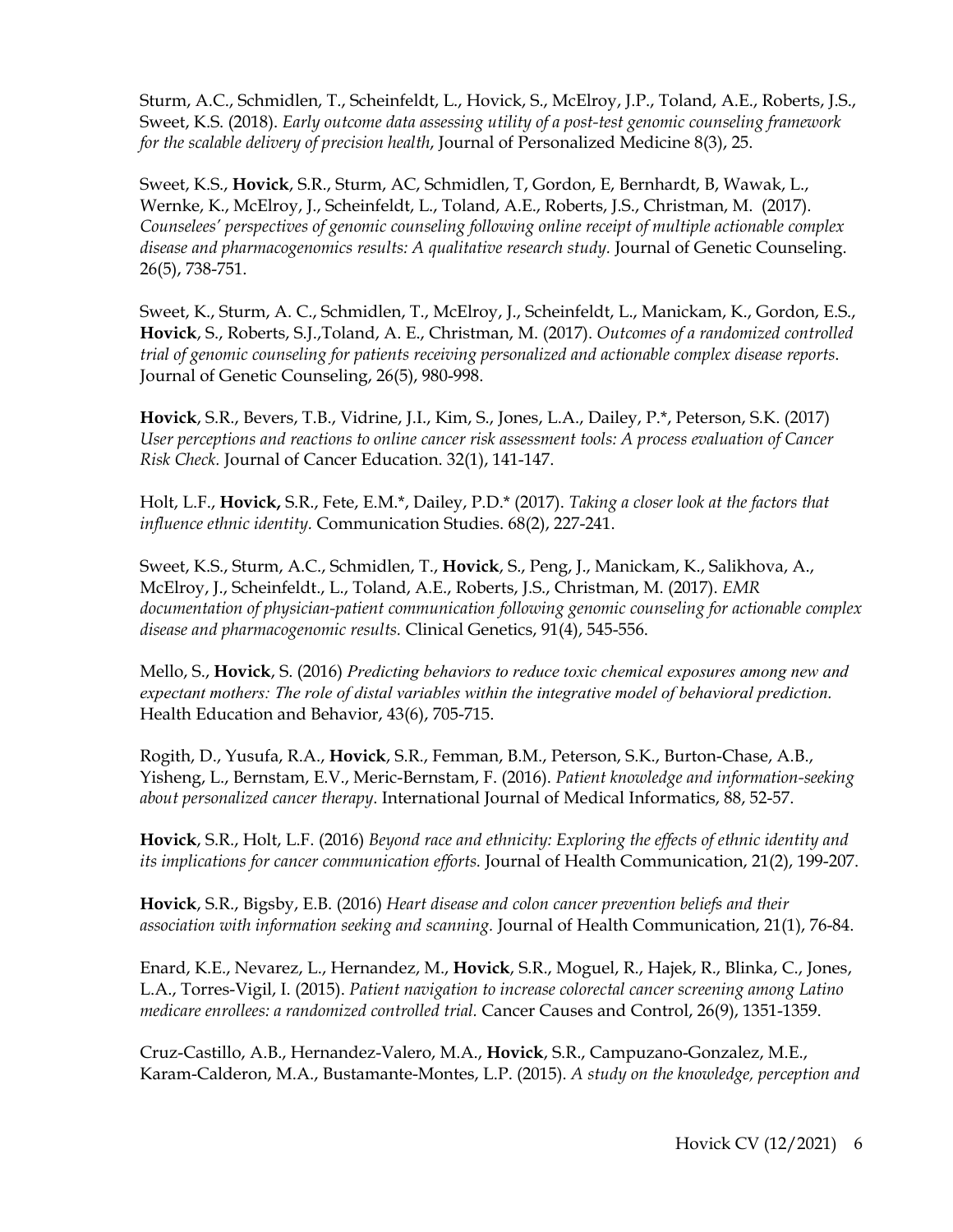Sturm, A.C., Schmidlen, T., Scheinfeldt, L., Hovick, S., McElroy, J.P., Toland, A.E., Roberts, J.S., Sweet, K.S. (2018). *Early outcome data assessing utility of a post-test genomic counseling framework for the scalable delivery of precision health*, Journal of Personalized Medicine 8(3), 25.

Sweet, K.S., **Hovick**, S.R., Sturm, AC, Schmidlen, T, Gordon, E, Bernhardt, B, Wawak, L., Wernke, K., McElroy, J., Scheinfeldt, L., Toland, A.E., Roberts, J.S., Christman, M. (2017). *Counselees' perspectives of genomic counseling following online receipt of multiple actionable complex disease and pharmacogenomics results: A qualitative research study.* Journal of Genetic Counseling. 26(5), 738-751.

Sweet, K., Sturm, A. C., Schmidlen, T., McElroy, J., Scheinfeldt, L., Manickam, K., Gordon, E.S., **Hovick**, S., Roberts, S.J.,Toland, A. E., Christman, M. (2017). *Outcomes of a randomized controlled trial of genomic counseling for patients receiving personalized and actionable complex disease reports*. Journal of Genetic Counseling, 26(5), 980-998.

**Hovick**, S.R., Bevers, T.B., Vidrine, J.I., Kim, S., Jones, L.A., Dailey, P.*, Peterson, S.K. (2017) *User perceptions and reactions to online cancer risk assessment tools: A process evaluation of Cancer Risk Check.* Journal of Cancer Education. 32(1), 141-147.

Holt, L.F., **Hovick,** S.R., Fete, E.M.*, Dailey, P.D.* (2017). *Taking a closer look at the factors that influence ethnic identity.* Communication Studies. 68(2), 227-241.

Sweet, K.S., Sturm, A.C., Schmidlen, T., **Hovick**, S., Peng, J., Manickam, K., Salikhova, A., McElroy, J., Scheinfeldt., L., Toland, A.E., Roberts, J.S., Christman, M. (2017). *EMR documentation of physician-patient communication following genomic counseling for actionable complex disease and pharmacogenomic results.* Clinical Genetics, 91(4), 545-556.

Mello, S., **Hovick**, S. (2016) *Predicting behaviors to reduce toxic chemical exposures among new and expectant mothers: The role of distal variables within the integrative model of behavioral prediction.* Health Education and Behavior, 43(6), 705-715.

Rogith, D., Yusufa, R.A., **Hovick**, S.R., Femman, B.M., Peterson, S.K., Burton-Chase, A.B., Yisheng, L., Bernstam, E.V., Meric-Bernstam, F. (2016). *Patient knowledge and information-seeking about personalized cancer therapy*. International Journal of Medical Informatics, 88, 52-57.

**Hovick**, S.R., Holt, L.F. (2016) *Beyond race and ethnicity: Exploring the effects of ethnic identity and its implications for cancer communication efforts.* Journal of Health Communication, 21(2), 199-207.

**Hovick**, S.R., Bigsby, E.B. (2016) *Heart disease and colon cancer prevention beliefs and their association with information seeking and scanning.* Journal of Health Communication, 21(1), 76-84.

Enard, K.E., Nevarez, L., Hernandez, M., **Hovick**, S.R., Moguel, R., Hajek, R., Blinka, C., Jones, L.A., Torres-Vigil, I. (2015). *Patient navigation to increase colorectal cancer screening among Latino medicare enrollees: a randomized controlled trial.* Cancer Causes and Control, 26(9), 1351-1359.

Cruz-Castillo, A.B., Hernandez-Valero, M.A., **Hovick**, S.R., Campuzano-Gonzalez, M.E., Karam-Calderon, M.A., Bustamante-Montes, L.P. (2015). *A study on the knowledge, perception and*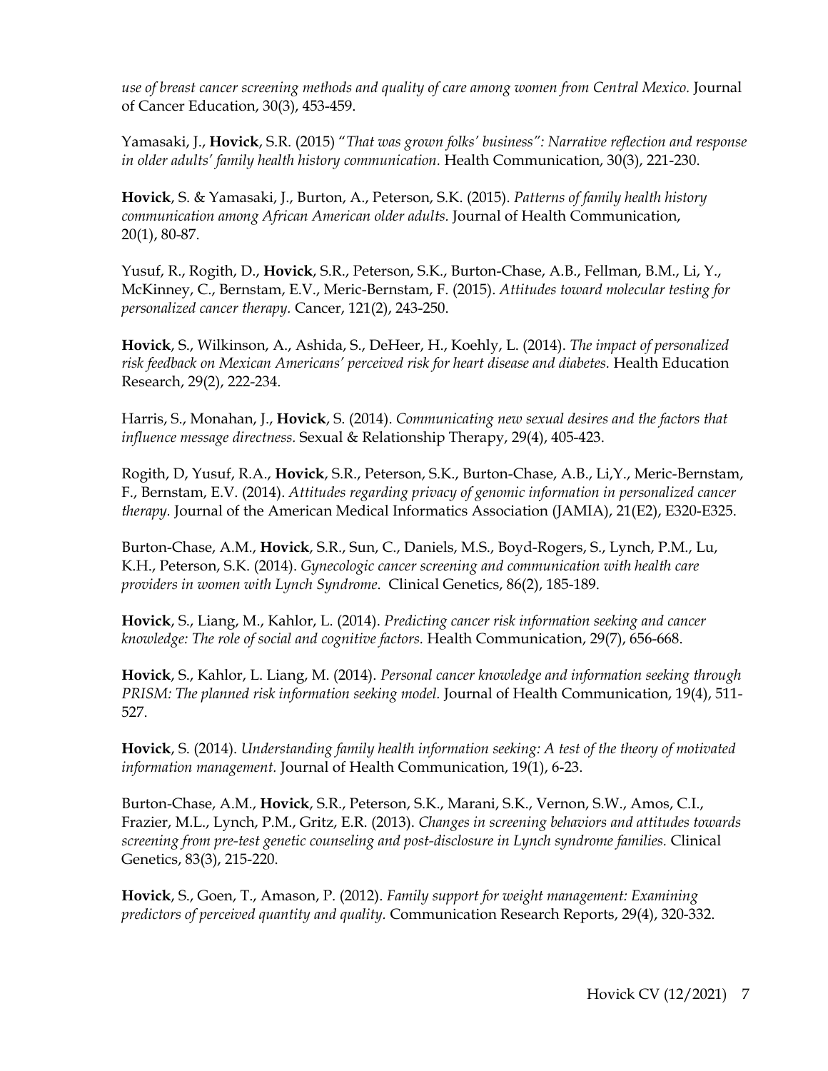*use of breast cancer screening methods and quality of care among women from Central Mexico.* Journal of Cancer Education, 30(3), 453-459.

Yamasaki, J., **Hovick**, S.R. (2015) "*That was grown folks' business": Narrative reflection and response in older adults' family health history communication.* Health Communication, 30(3), 221-230.

**Hovick**, S. & Yamasaki, J., Burton, A., Peterson, S.K. (2015). *Patterns of family health history communication among African American older adults.* Journal of Health Communication, 20(1), 80-87.

Yusuf, R., Rogith, D., **Hovick**, S.R., Peterson, S.K., Burton-Chase, A.B., Fellman, B.M., Li, Y., McKinney, C., Bernstam, E.V., Meric-Bernstam, F. (2015). *Attitudes toward molecular testing for personalized cancer therapy.* Cancer, 121(2), 243-250.

**Hovick**, S., Wilkinson, A., Ashida, S., DeHeer, H., Koehly, L. (2014). *The impact of personalized risk feedback on Mexican Americans' perceived risk for heart disease and diabetes.* Health Education Research, 29(2), 222-234.

Harris, S., Monahan, J., **Hovick**, S. (2014). *Communicating new sexual desires and the factors that influence message directness.* Sexual & Relationship Therapy, 29(4), 405-423.

Rogith, D, Yusuf, R.A., **Hovick**, S.R., Peterson, S.K., Burton-Chase, A.B., Li,Y., Meric-Bernstam, F., Bernstam, E.V. (2014). *Attitudes regarding privacy of genomic information in personalized cancer therapy.* Journal of the American Medical Informatics Association (JAMIA), 21(E2), E320-E325.

Burton-Chase, A.M., **Hovick**, S.R., Sun, C., Daniels, M.S., Boyd-Rogers, S., Lynch, P.M., Lu, K.H., Peterson, S.K. (2014). *Gynecologic cancer screening and communication with health care providers in women with Lynch Syndrome.* Clinical Genetics, 86(2), 185-189.

**Hovick**, S., Liang, M., Kahlor, L. (2014). *Predicting cancer risk information seeking and cancer knowledge: The role of social and cognitive factors.* Health Communication, 29(7), 656-668.

**Hovick**, S., Kahlor, L. Liang, M. (2014). *Personal cancer knowledge and information seeking through PRISM: The planned risk information seeking model.* Journal of Health Communication, 19(4), 511-527.

**Hovick**, S. (2014). *Understanding family health information seeking: A test of the theory of motivated information management.* Journal of Health Communication, 19(1), 6-23.

Burton-Chase, A.M., **Hovick**, S.R., Peterson, S.K., Marani, S.K., Vernon, S.W., Amos, C.I., Frazier, M.L., Lynch, P.M., Gritz, E.R. (2013). *Changes in screening behaviors and attitudes towards screening from pre-test genetic counseling and post-disclosure in Lynch syndrome families.* Clinical Genetics, 83(3), 215-220.

**Hovick**, S., Goen, T., Amason, P. (2012). *Family support for weight management: Examining predictors of perceived quantity and quality.* Communication Research Reports, 29(4), 320-332.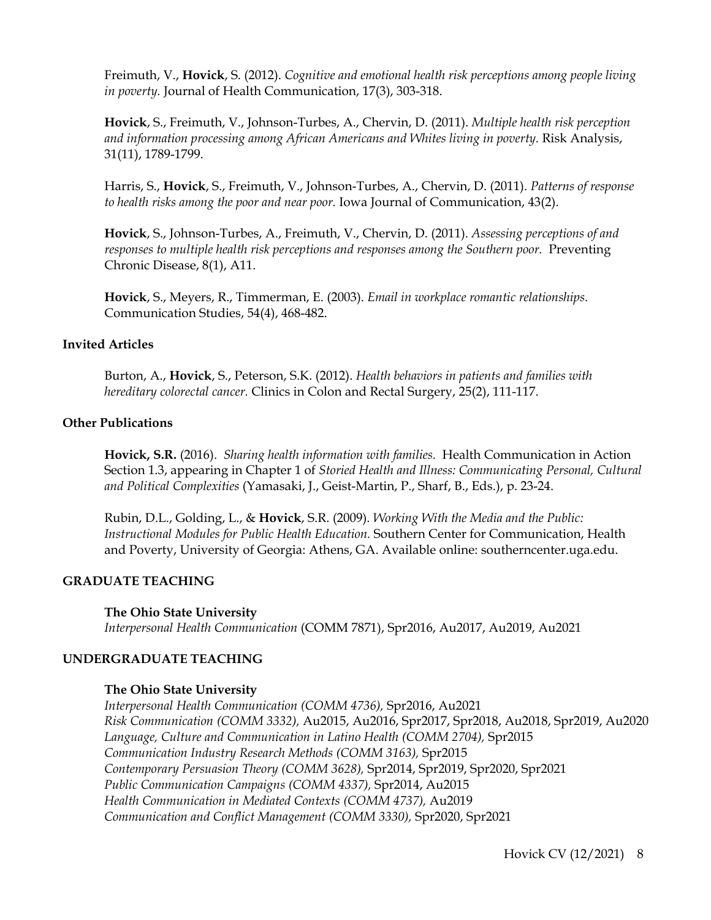Freimuth, V., **Hovick**, S. (2012). *Cognitive and emotional health risk perceptions among people living in poverty.* Journal of Health Communication, 17(3), 303-318.

**Hovick**, S., Freimuth, V., Johnson-Turbes, A., Chervin, D. (2011). *Multiple health risk perception and information processing among African Americans and Whites living in poverty.* Risk Analysis, 31(11), 1789-1799.

Harris, S., **Hovick**, S., Freimuth, V., Johnson-Turbes, A., Chervin, D. (2011). *Patterns of response to health risks among the poor and near poor.* Iowa Journal of Communication, 43(2).

**Hovick**, S., Johnson-Turbes, A., Freimuth, V., Chervin, D. (2011). *Assessing perceptions of and responses to multiple health risk perceptions and responses among the Southern poor.* Preventing Chronic Disease, 8(1), A11.

**Hovick**, S., Meyers, R., Timmerman, E. (2003). *Email in workplace romantic relationships*. Communication Studies, 54(4), 468-482.

### Invited Articles

Burton, A., **Hovick**, S., Peterson, S.K. (2012). *Health behaviors in patients and families with hereditary colorectal cancer.* Clinics in Colon and Rectal Surgery, 25(2), 111-117.

### Other Publications

**Hovick, S.R.** (2016). *Sharing health information with families.* Health Communication in Action Section 1.3, appearing in Chapter 1 of *Storied Health and Illness: Communicating Personal, Cultural and Political Complexities* (Yamasaki, J., Geist-Martin, P., Sharf, B., Eds.), p. 23-24.

Rubin, D.L., Golding, L., & **Hovick**, S.R. (2009). *Working With the Media and the Public: Instructional Modules for Public Health Education.* Southern Center for Communication, Health and Poverty, University of Georgia: Athens, GA. Available online: southerncenter.uga.edu.

## GRADUATE TEACHING

**The Ohio State University**
*Interpersonal Health Communication* (COMM 7871), Spr2016, Au2017, Au2019, Au2021

## UNDERGRADUATE TEACHING

**The Ohio State University**
*Interpersonal Health Communication (COMM 4736),* Spr2016, Au2021
*Risk Communication (COMM 3332),* Au2015, Au2016, Spr2017, Spr2018, Au2018, Spr2019, Au2020
*Language, Culture and Communication in Latino Health (COMM 2704),* Spr2015
*Communication Industry Research Methods (COMM 3163),* Spr2015
*Contemporary Persuasion Theory (COMM 3628),* Spr2014, Spr2019, Spr2020, Spr2021
*Public Communication Campaigns (COMM 4337),* Spr2014, Au2015
*Health Communication in Mediated Contexts (COMM 4737),* Au2019
*Communication and Conflict Management (COMM 3330),* Spr2020, Spr2021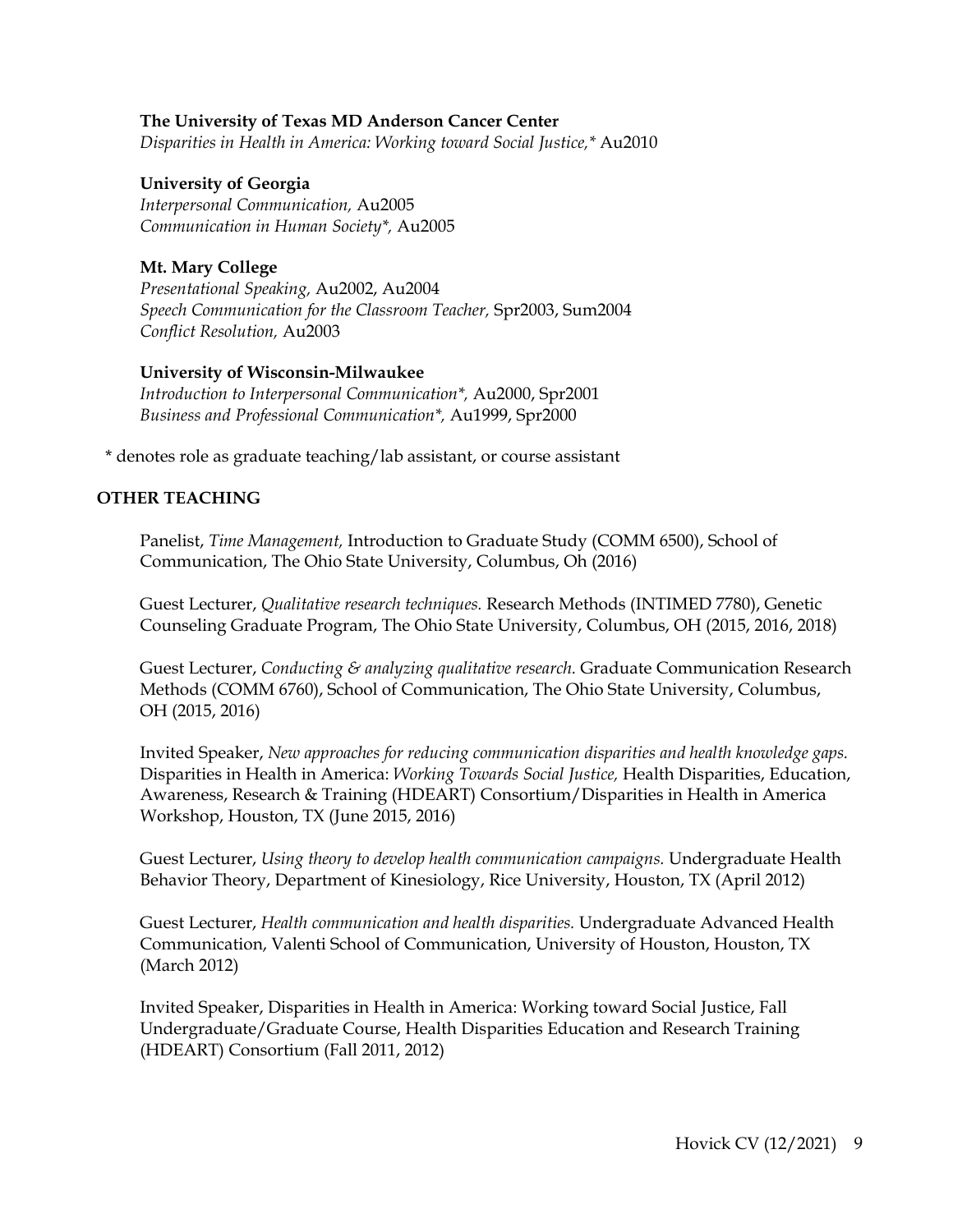**The University of Texas MD Anderson Cancer Center**
*Disparities in Health in America: Working toward Social Justice,** Au2010

**University of Georgia**
*Interpersonal Communication,* Au2005
*Communication in Human Society*,* Au2005

**Mt. Mary College**
*Presentational Speaking,* Au2002, Au2004
*Speech Communication for the Classroom Teacher,* Spr2003, Sum2004
*Conflict Resolution,* Au2003

**University of Wisconsin-Milwaukee**
*Introduction to Interpersonal Communication*,* Au2000, Spr2001
*Business and Professional Communication*,* Au1999, Spr2000

\* denotes role as graduate teaching/lab assistant, or course assistant

## OTHER TEACHING

Panelist, *Time Management,* Introduction to Graduate Study (COMM 6500), School of Communication, The Ohio State University, Columbus, Oh (2016)

Guest Lecturer, *Qualitative research techniques.* Research Methods (INTIMED 7780), Genetic Counseling Graduate Program, The Ohio State University, Columbus, OH (2015, 2016, 2018)

Guest Lecturer, *Conducting & analyzing qualitative research.* Graduate Communication Research Methods (COMM 6760), School of Communication, The Ohio State University, Columbus, OH (2015, 2016)

Invited Speaker, *New approaches for reducing communication disparities and health knowledge gaps.* Disparities in Health in America: *Working Towards Social Justice,* Health Disparities, Education, Awareness, Research & Training (HDEART) Consortium/Disparities in Health in America Workshop, Houston, TX (June 2015, 2016)

Guest Lecturer, *Using theory to develop health communication campaigns.* Undergraduate Health Behavior Theory, Department of Kinesiology, Rice University, Houston, TX (April 2012)

Guest Lecturer, *Health communication and health disparities.* Undergraduate Advanced Health Communication, Valenti School of Communication, University of Houston, Houston, TX (March 2012)

Invited Speaker, Disparities in Health in America: Working toward Social Justice, Fall Undergraduate/Graduate Course, Health Disparities Education and Research Training (HDEART) Consortium (Fall 2011, 2012)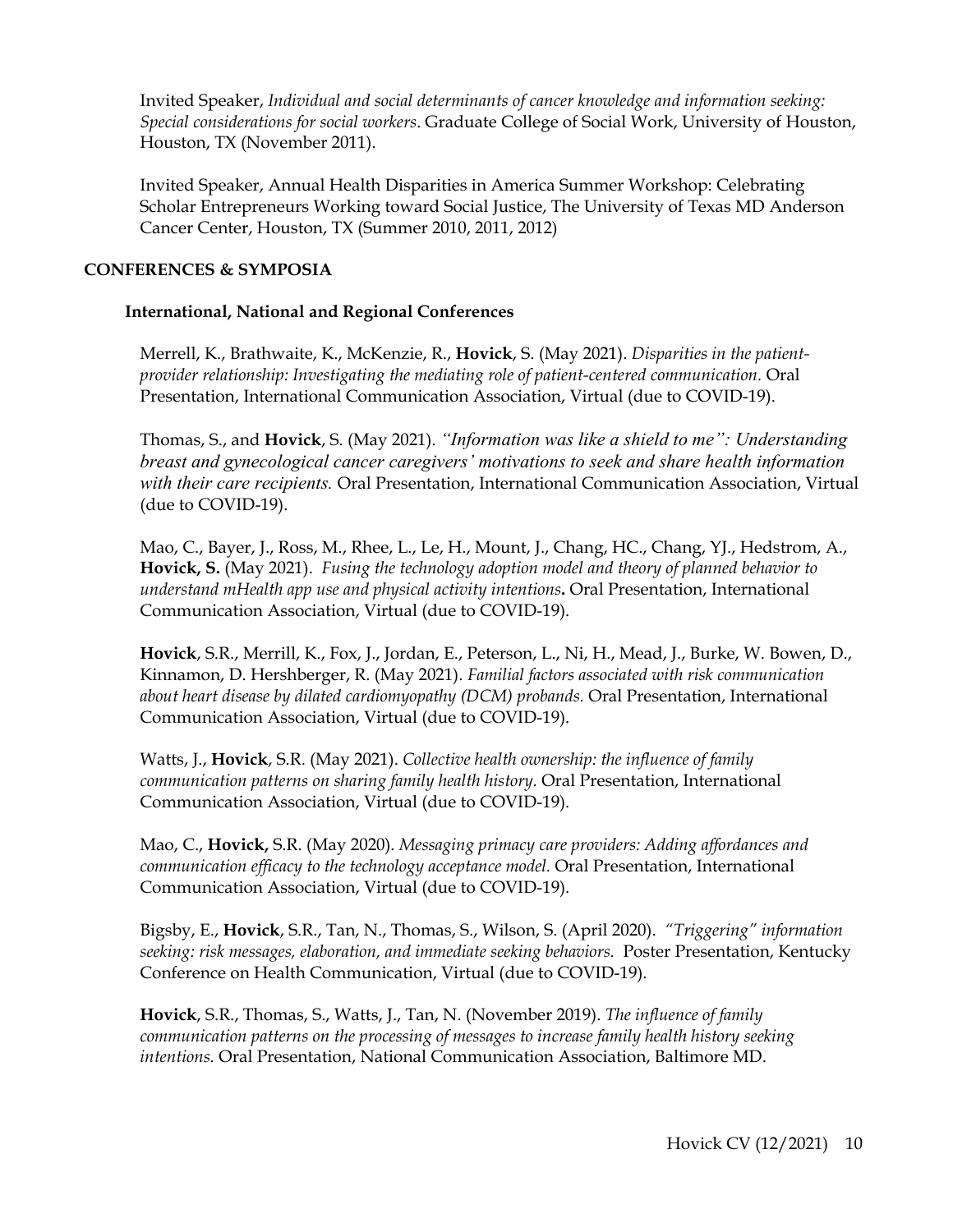Invited Speaker, *Individual and social determinants of cancer knowledge and information seeking: Special considerations for social workers*. Graduate College of Social Work, University of Houston, Houston, TX (November 2011).

Invited Speaker, Annual Health Disparities in America Summer Workshop: Celebrating Scholar Entrepreneurs Working toward Social Justice, The University of Texas MD Anderson Cancer Center, Houston, TX (Summer 2010, 2011, 2012)

## CONFERENCES & SYMPOSIA

### International, National and Regional Conferences

Merrell, K., Brathwaite, K., McKenzie, R., **Hovick**, S. (May 2021). *Disparities in the patient-provider relationship: Investigating the mediating role of patient-centered communication.* Oral Presentation, International Communication Association, Virtual (due to COVID-19).

Thomas, S., and **Hovick**, S. (May 2021). *"Information was like a shield to me": Understanding breast and gynecological cancer caregivers' motivations to seek and share health information with their care recipients.* Oral Presentation, International Communication Association, Virtual (due to COVID-19).

Mao, C., Bayer, J., Ross, M., Rhee, L., Le, H., Mount, J., Chang, HC., Chang, YJ., Hedstrom, A., **Hovick, S.** (May 2021). *Fusing the technology adoption model and theory of planned behavior to understand mHealth app use and physical activity intentions***.** Oral Presentation, International Communication Association, Virtual (due to COVID-19).

**Hovick**, S.R., Merrill, K., Fox, J., Jordan, E., Peterson, L., Ni, H., Mead, J., Burke, W. Bowen, D., Kinnamon, D. Hershberger, R. (May 2021). *Familial factors associated with risk communication about heart disease by dilated cardiomyopathy (DCM) probands.* Oral Presentation, International Communication Association, Virtual (due to COVID-19).

Watts, J., **Hovick**, S.R. (May 2021). *Collective health ownership: the influence of family communication patterns on sharing family health history.* Oral Presentation, International Communication Association, Virtual (due to COVID-19).

Mao, C., **Hovick,** S.R. (May 2020). *Messaging primacy care providers: Adding affordances and communication efficacy to the technology acceptance model.* Oral Presentation, International Communication Association, Virtual (due to COVID-19).

Bigsby, E., **Hovick**, S.R., Tan, N., Thomas, S., Wilson, S. (April 2020). *"Triggering" information seeking: risk messages, elaboration, and immediate seeking behaviors.* Poster Presentation, Kentucky Conference on Health Communication, Virtual (due to COVID-19).

**Hovick**, S.R., Thomas, S., Watts, J., Tan, N. (November 2019). *The influence of family communication patterns on the processing of messages to increase family health history seeking intentions.* Oral Presentation, National Communication Association, Baltimore MD.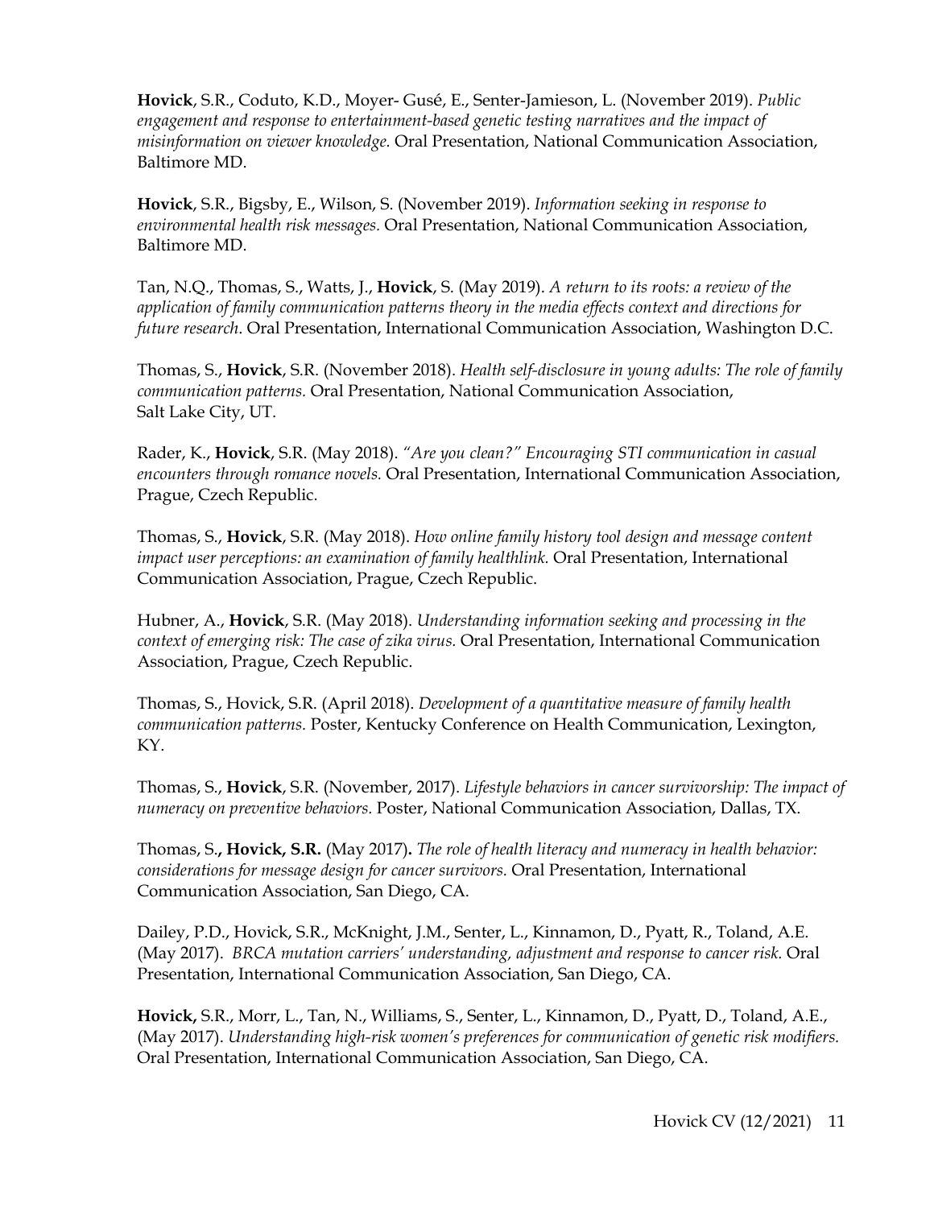**Hovick**, S.R., Coduto, K.D., Moyer- Gusé, E., Senter-Jamieson, L. (November 2019). *Public engagement and response to entertainment-based genetic testing narratives and the impact of misinformation on viewer knowledge.* Oral Presentation, National Communication Association, Baltimore MD.

**Hovick**, S.R., Bigsby, E., Wilson, S. (November 2019). *Information seeking in response to environmental health risk messages.* Oral Presentation, National Communication Association, Baltimore MD.

Tan, N.Q., Thomas, S., Watts, J., **Hovick**, S. (May 2019). *A return to its roots: a review of the application of family communication patterns theory in the media effects context and directions for future research*. Oral Presentation, International Communication Association, Washington D.C.

Thomas, S., **Hovick**, S.R. (November 2018). *Health self-disclosure in young adults: The role of family communication patterns*. Oral Presentation, National Communication Association, Salt Lake City, UT.

Rader, K., **Hovick**, S.R. (May 2018). *"Are you clean?" Encouraging STI communication in casual encounters through romance novels.* Oral Presentation, International Communication Association, Prague, Czech Republic.

Thomas, S., **Hovick**, S.R. (May 2018). *How online family history tool design and message content impact user perceptions: an examination of family healthlink.* Oral Presentation, International Communication Association, Prague, Czech Republic.

Hubner, A., **Hovick**, S.R. (May 2018). *Understanding information seeking and processing in the context of emerging risk: The case of zika virus.* Oral Presentation, International Communication Association, Prague, Czech Republic.

Thomas, S., Hovick, S.R. (April 2018). *Development of a quantitative measure of family health communication patterns.* Poster, Kentucky Conference on Health Communication, Lexington, KY.

Thomas, S., **Hovick**, S.R. (November, 2017). *Lifestyle behaviors in cancer survivorship: The impact of numeracy on preventive behaviors.* Poster, National Communication Association, Dallas, TX.

Thomas, S.**, Hovick, S.R.** (May 2017)**.** *The role of health literacy and numeracy in health behavior: considerations for message design for cancer survivors.* Oral Presentation, International Communication Association, San Diego, CA.

Dailey, P.D., Hovick, S.R., McKnight, J.M., Senter, L., Kinnamon, D., Pyatt, R., Toland, A.E. (May 2017). *BRCA mutation carriers' understanding, adjustment and response to cancer risk.* Oral Presentation, International Communication Association, San Diego, CA.

**Hovick,** S.R., Morr, L., Tan, N., Williams, S., Senter, L., Kinnamon, D., Pyatt, D., Toland, A.E., (May 2017). *Understanding high-risk women's preferences for communication of genetic risk modifiers.* Oral Presentation, International Communication Association, San Diego, CA.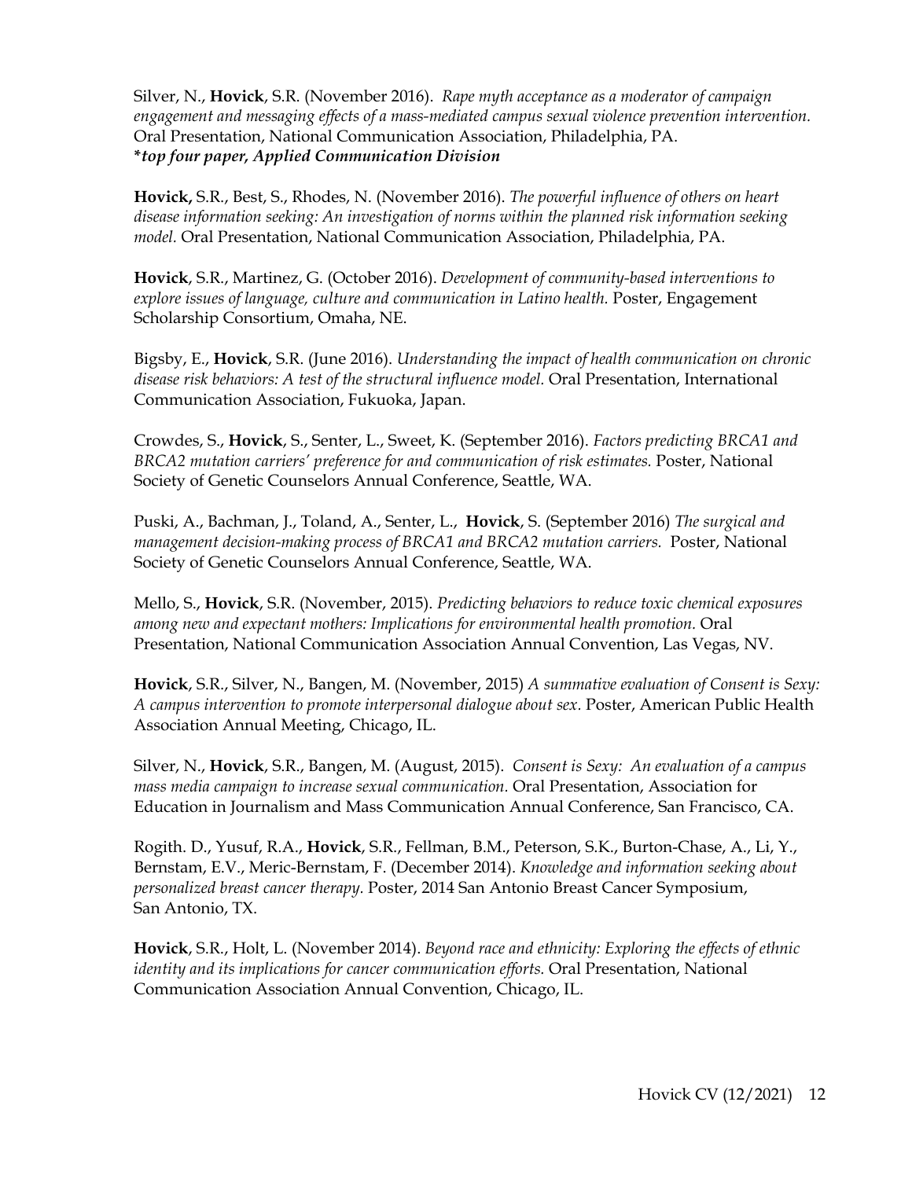Silver, N., **Hovick**, S.R. (November 2016). *Rape myth acceptance as a moderator of campaign engagement and messaging effects of a mass-mediated campus sexual violence prevention intervention.* Oral Presentation, National Communication Association, Philadelphia, PA.
***top four paper, Applied Communication Division***

**Hovick,** S.R., Best, S., Rhodes, N. (November 2016). *The powerful influence of others on heart disease information seeking: An investigation of norms within the planned risk information seeking model.* Oral Presentation, National Communication Association, Philadelphia, PA.

**Hovick**, S.R., Martinez, G. (October 2016). *Development of community-based interventions to explore issues of language, culture and communication in Latino health.* Poster, Engagement Scholarship Consortium, Omaha, NE.

Bigsby, E., **Hovick**, S.R. (June 2016). *Understanding the impact of health communication on chronic disease risk behaviors: A test of the structural influence model.* Oral Presentation, International Communication Association, Fukuoka, Japan.

Crowdes, S., **Hovick**, S., Senter, L., Sweet, K. (September 2016). *Factors predicting BRCA1 and BRCA2 mutation carriers' preference for and communication of risk estimates.* Poster, National Society of Genetic Counselors Annual Conference, Seattle, WA.

Puski, A., Bachman, J., Toland, A., Senter, L., **Hovick**, S. (September 2016) *The surgical and management decision-making process of BRCA1 and BRCA2 mutation carriers.* Poster, National Society of Genetic Counselors Annual Conference, Seattle, WA.

Mello, S., **Hovick**, S.R. (November, 2015). *Predicting behaviors to reduce toxic chemical exposures among new and expectant mothers: Implications for environmental health promotion.* Oral Presentation, National Communication Association Annual Convention, Las Vegas, NV.

**Hovick**, S.R., Silver, N., Bangen, M. (November, 2015) *A summative evaluation of Consent is Sexy: A campus intervention to promote interpersonal dialogue about sex.* Poster, American Public Health Association Annual Meeting, Chicago, IL.

Silver, N., **Hovick**, S.R., Bangen, M. (August, 2015). *Consent is Sexy: An evaluation of a campus mass media campaign to increase sexual communication.* Oral Presentation, Association for Education in Journalism and Mass Communication Annual Conference, San Francisco, CA.

Rogith. D., Yusuf, R.A., **Hovick**, S.R., Fellman, B.M., Peterson, S.K., Burton-Chase, A., Li, Y., Bernstam, E.V., Meric-Bernstam, F. (December 2014). *Knowledge and information seeking about personalized breast cancer therapy.* Poster, 2014 San Antonio Breast Cancer Symposium, San Antonio, TX.

**Hovick**, S.R., Holt, L. (November 2014). *Beyond race and ethnicity: Exploring the effects of ethnic identity and its implications for cancer communication efforts.* Oral Presentation, National Communication Association Annual Convention, Chicago, IL.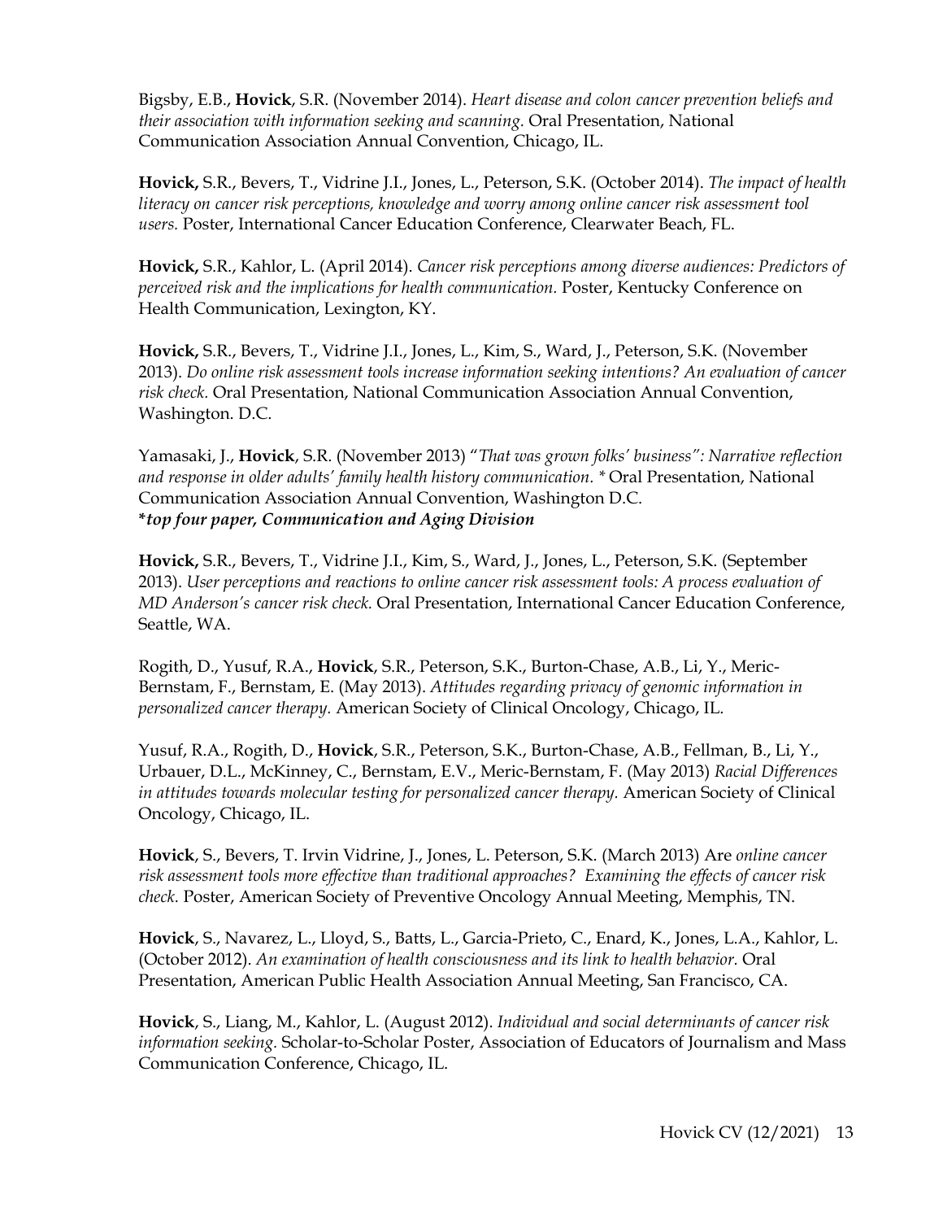Bigsby, E.B., **Hovick**, S.R. (November 2014). *Heart disease and colon cancer prevention beliefs and their association with information seeking and scanning.* Oral Presentation, National Communication Association Annual Convention, Chicago, IL.

**Hovick,** S.R., Bevers, T., Vidrine J.I., Jones, L., Peterson, S.K. (October 2014). *The impact of health literacy on cancer risk perceptions, knowledge and worry among online cancer risk assessment tool users.* Poster, International Cancer Education Conference, Clearwater Beach, FL.

**Hovick,** S.R., Kahlor, L. (April 2014). *Cancer risk perceptions among diverse audiences: Predictors of perceived risk and the implications for health communication.* Poster, Kentucky Conference on Health Communication, Lexington, KY.

**Hovick,** S.R., Bevers, T., Vidrine J.I., Jones, L., Kim, S., Ward, J., Peterson, S.K. (November 2013). *Do online risk assessment tools increase information seeking intentions? An evaluation of cancer risk check.* Oral Presentation, National Communication Association Annual Convention, Washington. D.C.

Yamasaki, J., **Hovick**, S.R. (November 2013) "*That was grown folks' business": Narrative reflection and response in older adults' family health history communication.* * Oral Presentation, National Communication Association Annual Convention, Washington D.C.
***top four paper, Communication and Aging Division***

**Hovick,** S.R., Bevers, T., Vidrine J.I., Kim, S., Ward, J., Jones, L., Peterson, S.K. (September 2013). *User perceptions and reactions to online cancer risk assessment tools: A process evaluation of MD Anderson's cancer risk check.* Oral Presentation, International Cancer Education Conference, Seattle, WA.

Rogith, D., Yusuf, R.A., **Hovick**, S.R., Peterson, S.K., Burton-Chase, A.B., Li, Y., Meric-Bernstam, F., Bernstam, E. (May 2013). *Attitudes regarding privacy of genomic information in personalized cancer therapy.* American Society of Clinical Oncology, Chicago, IL.

Yusuf, R.A., Rogith, D., **Hovick**, S.R., Peterson, S.K., Burton-Chase, A.B., Fellman, B., Li, Y., Urbauer, D.L., McKinney, C., Bernstam, E.V., Meric-Bernstam, F. (May 2013) *Racial Differences in attitudes towards molecular testing for personalized cancer therapy.* American Society of Clinical Oncology, Chicago, IL.

**Hovick**, S., Bevers, T. Irvin Vidrine, J., Jones, L. Peterson, S.K. (March 2013) Are *online cancer risk assessment tools more effective than traditional approaches? Examining the effects of cancer risk check.* Poster, American Society of Preventive Oncology Annual Meeting, Memphis, TN.

**Hovick**, S., Navarez, L., Lloyd, S., Batts, L., Garcia-Prieto, C., Enard, K., Jones, L.A., Kahlor, L. (October 2012). *An examination of health consciousness and its link to health behavior.* Oral Presentation, American Public Health Association Annual Meeting, San Francisco, CA.

**Hovick**, S., Liang, M., Kahlor, L. (August 2012). *Individual and social determinants of cancer risk information seeking.* Scholar-to-Scholar Poster, Association of Educators of Journalism and Mass Communication Conference, Chicago, IL.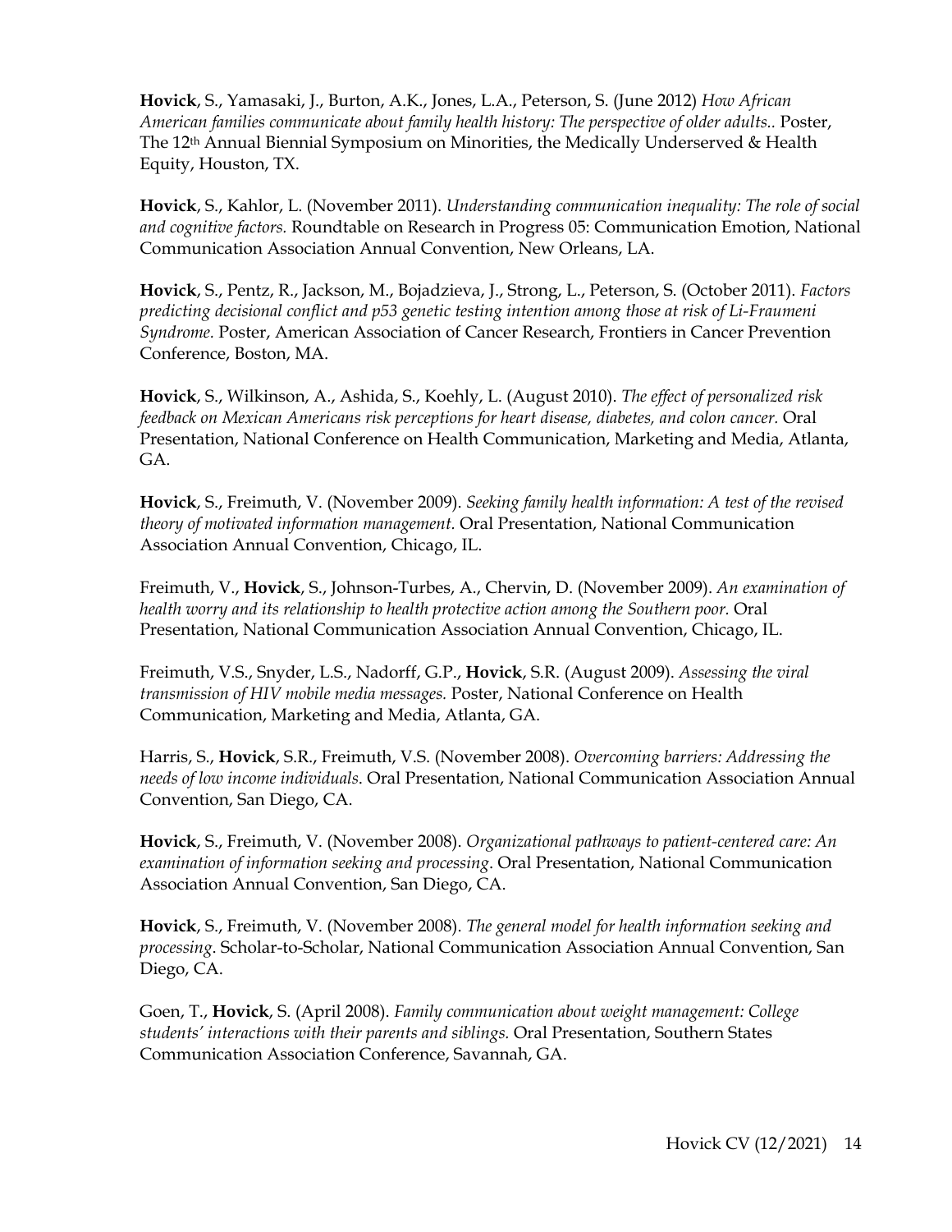**Hovick**, S., Yamasaki, J., Burton, A.K., Jones, L.A., Peterson, S. (June 2012) *How African American families communicate about family health history: The perspective of older adults..* Poster, The 12th Annual Biennial Symposium on Minorities, the Medically Underserved & Health Equity, Houston, TX.

**Hovick**, S., Kahlor, L. (November 2011). *Understanding communication inequality: The role of social and cognitive factors.* Roundtable on Research in Progress 05: Communication Emotion, National Communication Association Annual Convention, New Orleans, LA.

**Hovick**, S., Pentz, R., Jackson, M., Bojadzieva, J., Strong, L., Peterson, S. (October 2011). *Factors predicting decisional conflict and p53 genetic testing intention among those at risk of Li-Fraumeni Syndrome.* Poster, American Association of Cancer Research, Frontiers in Cancer Prevention Conference, Boston, MA.

**Hovick**, S., Wilkinson, A., Ashida, S., Koehly, L. (August 2010). *The effect of personalized risk feedback on Mexican Americans risk perceptions for heart disease, diabetes, and colon cancer.* Oral Presentation, National Conference on Health Communication, Marketing and Media, Atlanta, GA.

**Hovick**, S., Freimuth, V. (November 2009). *Seeking family health information: A test of the revised theory of motivated information management.* Oral Presentation, National Communication Association Annual Convention, Chicago, IL.

Freimuth, V., **Hovick**, S., Johnson-Turbes, A., Chervin, D. (November 2009). *An examination of health worry and its relationship to health protective action among the Southern poor.* Oral Presentation, National Communication Association Annual Convention, Chicago, IL.

Freimuth, V.S., Snyder, L.S., Nadorff, G.P., **Hovick**, S.R. (August 2009). *Assessing the viral transmission of HIV mobile media messages.* Poster, National Conference on Health Communication, Marketing and Media, Atlanta, GA.

Harris, S., **Hovick**, S.R., Freimuth, V.S. (November 2008). *Overcoming barriers: Addressing the needs of low income individuals.* Oral Presentation, National Communication Association Annual Convention, San Diego, CA.

**Hovick**, S., Freimuth, V. (November 2008). *Organizational pathways to patient-centered care: An examination of information seeking and processing*. Oral Presentation, National Communication Association Annual Convention, San Diego, CA.

**Hovick**, S., Freimuth, V. (November 2008). *The general model for health information seeking and processing*. Scholar-to-Scholar, National Communication Association Annual Convention, San Diego, CA.

Goen, T., **Hovick**, S. (April 2008). *Family communication about weight management: College students' interactions with their parents and siblings.* Oral Presentation, Southern States Communication Association Conference, Savannah, GA.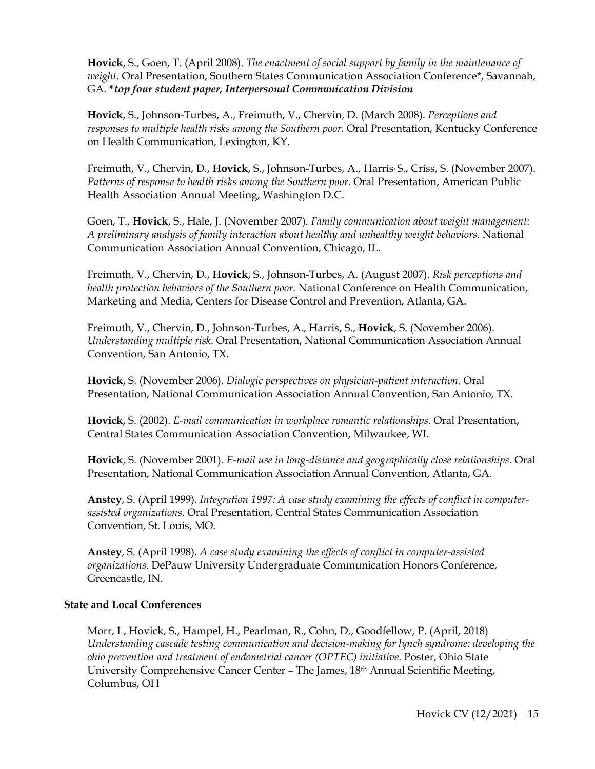**Hovick**, S., Goen, T. (April 2008). *The enactment of social support by family in the maintenance of weight.* Oral Presentation, Southern States Communication Association Conference*, Savannah, GA. ****top four student paper, Interpersonal Communication Division***

**Hovick**, S., Johnson-Turbes, A., Freimuth, V., Chervin, D. (March 2008). *Perceptions and responses to multiple health risks among the Southern poor.* Oral Presentation, Kentucky Conference on Health Communication, Lexington, KY.

Freimuth, V., Chervin, D., **Hovick**, S., Johnson-Turbes, A., Harris, S., Criss, S. (November 2007). *Patterns of response to health risks among the Southern poor.* Oral Presentation, American Public Health Association Annual Meeting, Washington D.C.

Goen, T., **Hovick**, S., Hale, J. (November 2007). *Family communication about weight management: A preliminary analysis of family interaction about healthy and unhealthy weight behaviors.* National Communication Association Annual Convention, Chicago, IL.

Freimuth, V., Chervin, D., **Hovick**, S., Johnson-Turbes, A. (August 2007). *Risk perceptions and health protection behaviors of the Southern poor.* National Conference on Health Communication, Marketing and Media, Centers for Disease Control and Prevention, Atlanta, GA.

Freimuth, V., Chervin, D., Johnson-Turbes, A., Harris, S., **Hovick**, S. (November 2006). *Understanding multiple risk*. Oral Presentation, National Communication Association Annual Convention, San Antonio, TX.

**Hovick**, S. (November 2006). *Dialogic perspectives on physician-patient interaction*. Oral Presentation, National Communication Association Annual Convention, San Antonio, TX.

**Hovick**, S. (2002). *E-mail communication in workplace romantic relationships*. Oral Presentation, Central States Communication Association Convention, Milwaukee, WI.

**Hovick**, S. (November 2001). *E-mail use in long-distance and geographically close relationships*. Oral Presentation, National Communication Association Annual Convention, Atlanta, GA.

**Anstey**, S. (April 1999). *Integration 1997: A case study examining the effects of conflict in computer-assisted organizations*. Oral Presentation, Central States Communication Association Convention, St. Louis, MO.

**Anstey**, S. (April 1998). *A case study examining the effects of conflict in computer-assisted organizations*. DePauw University Undergraduate Communication Honors Conference, Greencastle, IN.

**State and Local Conferences**

Morr, L, Hovick, S., Hampel, H., Pearlman, R., Cohn, D., Goodfellow, P. (April, 2018) *Understanding cascade testing communication and decision-making for lynch syndrome: developing the ohio prevention and treatment of endometrial cancer (OPTEC) initiative.* Poster, Ohio State University Comprehensive Cancer Center – The James, 18th Annual Scientific Meeting, Columbus, OH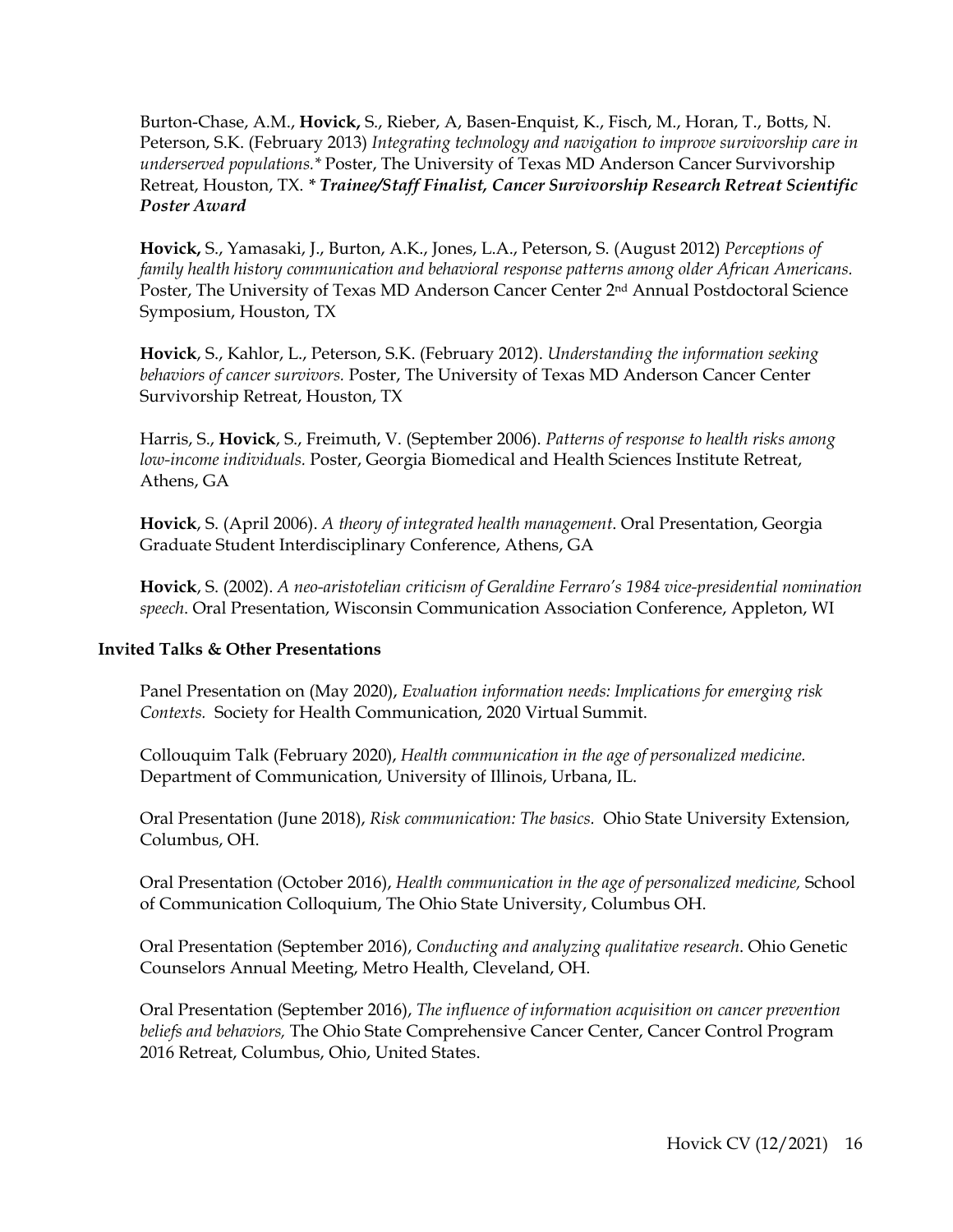Burton-Chase, A.M., **Hovick,** S., Rieber, A, Basen-Enquist, K., Fisch, M., Horan, T., Botts, N. Peterson, S.K. (February 2013) *Integrating technology and navigation to improve survivorship care in underserved populations.** Poster, The University of Texas MD Anderson Cancer Survivorship Retreat, Houston, TX. * ***Trainee/Staff Finalist, Cancer Survivorship Research Retreat Scientific Poster Award***

**Hovick,** S., Yamasaki, J., Burton, A.K., Jones, L.A., Peterson, S. (August 2012) *Perceptions of family health history communication and behavioral response patterns among older African Americans.* Poster, The University of Texas MD Anderson Cancer Center 2nd Annual Postdoctoral Science Symposium, Houston, TX

**Hovick**, S., Kahlor, L., Peterson, S.K. (February 2012). *Understanding the information seeking behaviors of cancer survivors.* Poster, The University of Texas MD Anderson Cancer Center Survivorship Retreat, Houston, TX

Harris, S., **Hovick**, S., Freimuth, V. (September 2006). *Patterns of response to health risks among low-income individuals.* Poster, Georgia Biomedical and Health Sciences Institute Retreat, Athens, GA

**Hovick**, S. (April 2006). *A theory of integrated health management*. Oral Presentation, Georgia Graduate Student Interdisciplinary Conference, Athens, GA

**Hovick**, S. (2002). *A neo-aristotelian criticism of Geraldine Ferraro's 1984 vice-presidential nomination speech*. Oral Presentation, Wisconsin Communication Association Conference, Appleton, WI

### Invited Talks & Other Presentations

Panel Presentation on (May 2020), *Evaluation information needs: Implications for emerging risk Contexts.* Society for Health Communication, 2020 Virtual Summit.

Collouquim Talk (February 2020), *Health communication in the age of personalized medicine.* Department of Communication, University of Illinois, Urbana, IL.

Oral Presentation (June 2018), *Risk communication: The basics.* Ohio State University Extension, Columbus, OH.

Oral Presentation (October 2016), *Health communication in the age of personalized medicine,* School of Communication Colloquium, The Ohio State University, Columbus OH.

Oral Presentation (September 2016), *Conducting and analyzing qualitative research*. Ohio Genetic Counselors Annual Meeting, Metro Health, Cleveland, OH.

Oral Presentation (September 2016), *The influence of information acquisition on cancer prevention beliefs and behaviors,* The Ohio State Comprehensive Cancer Center, Cancer Control Program 2016 Retreat, Columbus, Ohio, United States.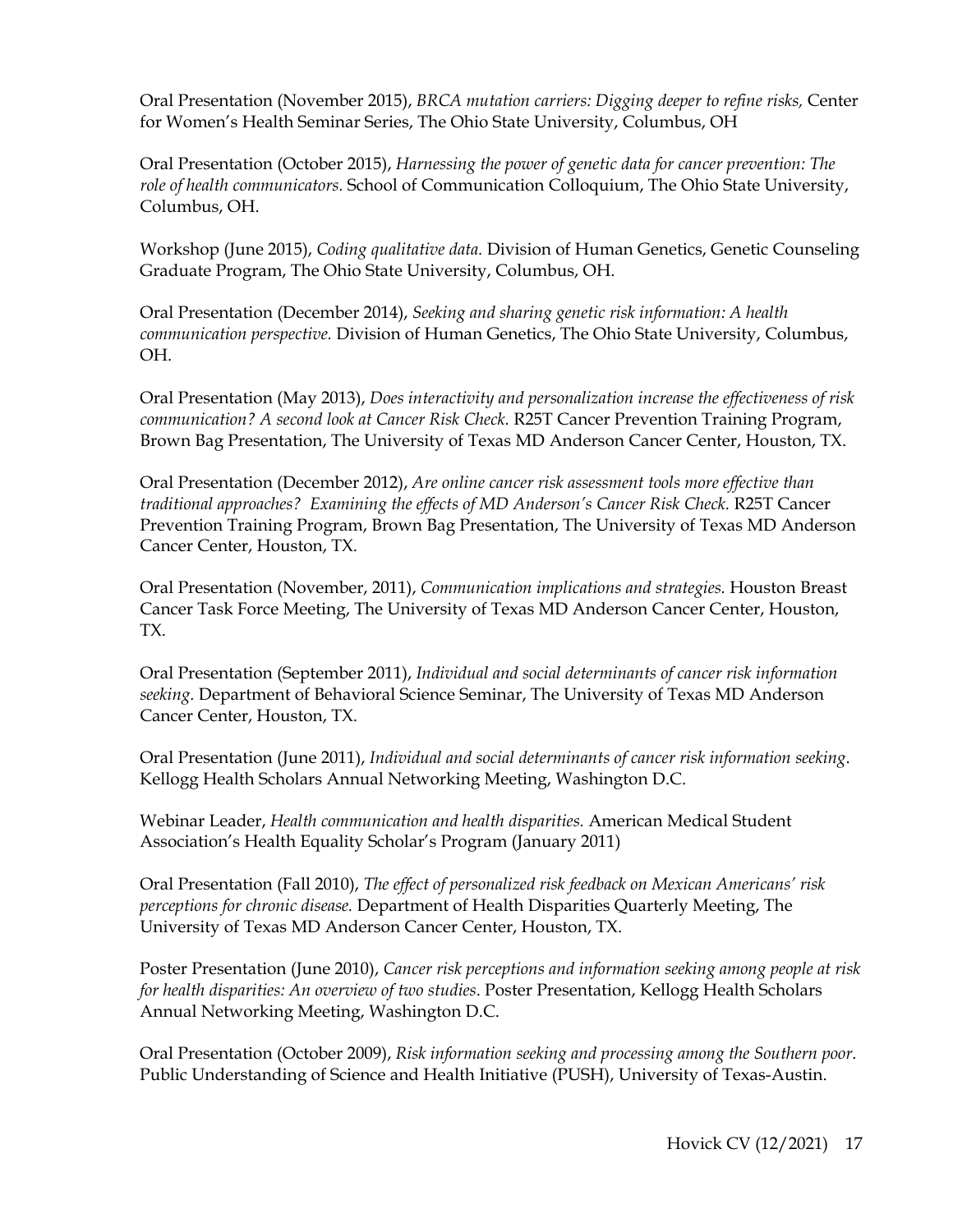Oral Presentation (November 2015), *BRCA mutation carriers: Digging deeper to refine risks,* Center for Women's Health Seminar Series, The Ohio State University, Columbus, OH

Oral Presentation (October 2015), *Harnessing the power of genetic data for cancer prevention: The role of health communicators.* School of Communication Colloquium, The Ohio State University, Columbus, OH.

Workshop (June 2015), *Coding qualitative data.* Division of Human Genetics, Genetic Counseling Graduate Program, The Ohio State University, Columbus, OH.

Oral Presentation (December 2014), *Seeking and sharing genetic risk information: A health communication perspective.* Division of Human Genetics, The Ohio State University, Columbus, OH.

Oral Presentation (May 2013), *Does interactivity and personalization increase the effectiveness of risk communication? A second look at Cancer Risk Check.* R25T Cancer Prevention Training Program, Brown Bag Presentation, The University of Texas MD Anderson Cancer Center, Houston, TX.

Oral Presentation (December 2012), *Are online cancer risk assessment tools more effective than traditional approaches? Examining the effects of MD Anderson's Cancer Risk Check.* R25T Cancer Prevention Training Program, Brown Bag Presentation, The University of Texas MD Anderson Cancer Center, Houston, TX.

Oral Presentation (November, 2011), *Communication implications and strategies.* Houston Breast Cancer Task Force Meeting, The University of Texas MD Anderson Cancer Center, Houston, TX.

Oral Presentation (September 2011), *Individual and social determinants of cancer risk information seeking.* Department of Behavioral Science Seminar, The University of Texas MD Anderson Cancer Center, Houston, TX.

Oral Presentation (June 2011), *Individual and social determinants of cancer risk information seeking*. Kellogg Health Scholars Annual Networking Meeting, Washington D.C.

Webinar Leader, *Health communication and health disparities.* American Medical Student Association's Health Equality Scholar's Program (January 2011)

Oral Presentation (Fall 2010), *The effect of personalized risk feedback on Mexican Americans' risk perceptions for chronic disease.* Department of Health Disparities Quarterly Meeting, The University of Texas MD Anderson Cancer Center, Houston, TX.

Poster Presentation (June 2010), *Cancer risk perceptions and information seeking among people at risk for health disparities: An overview of two studies*. Poster Presentation, Kellogg Health Scholars Annual Networking Meeting, Washington D.C.

Oral Presentation (October 2009), *Risk information seeking and processing among the Southern poor*. Public Understanding of Science and Health Initiative (PUSH), University of Texas-Austin.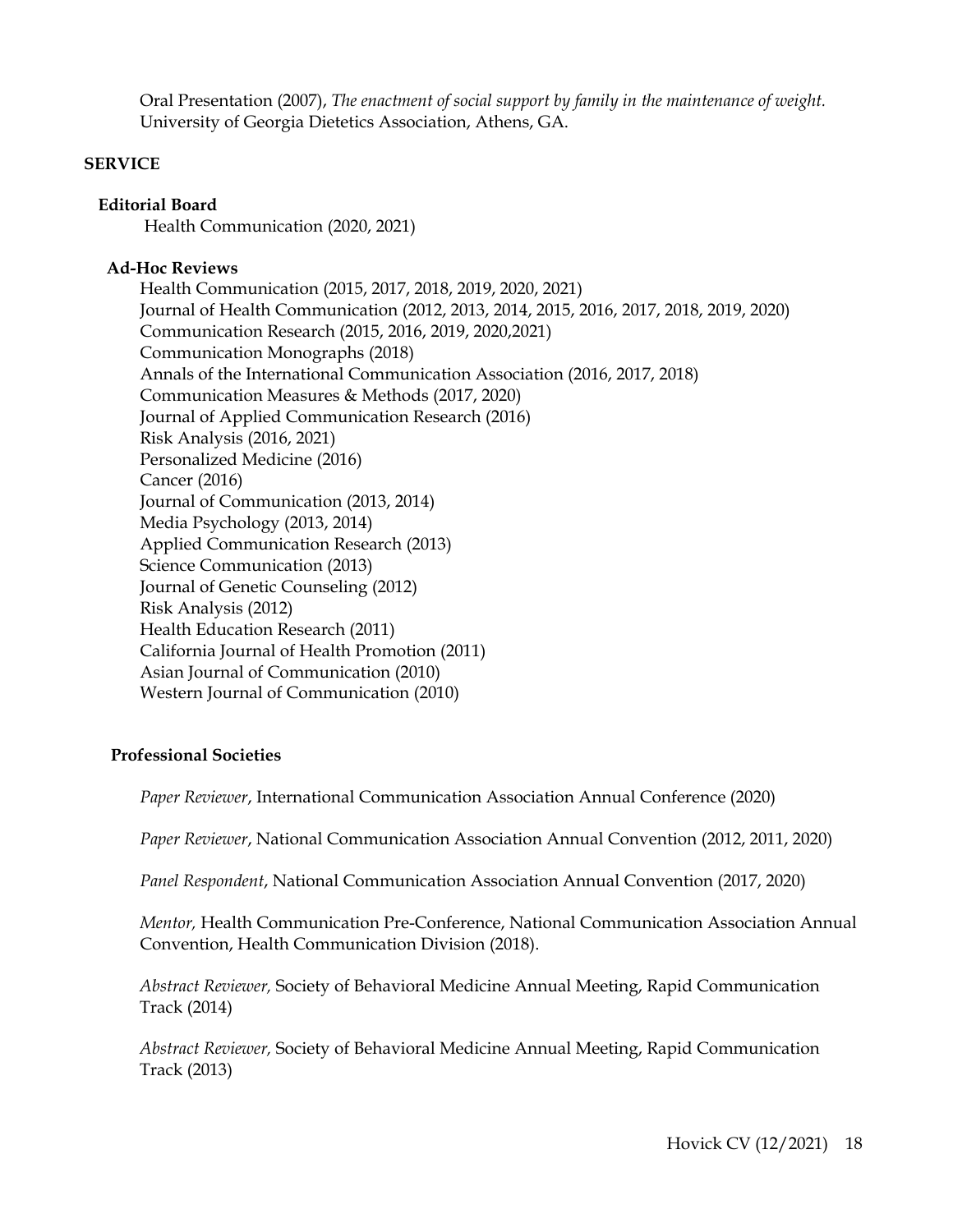Oral Presentation (2007), *The enactment of social support by family in the maintenance of weight.* University of Georgia Dietetics Association, Athens, GA.

## SERVICE

### Editorial Board

Health Communication (2020, 2021)

### Ad-Hoc Reviews

Health Communication (2015, 2017, 2018, 2019, 2020, 2021)
Journal of Health Communication (2012, 2013, 2014, 2015, 2016, 2017, 2018, 2019, 2020)
Communication Research (2015, 2016, 2019, 2020,2021)
Communication Monographs (2018)
Annals of the International Communication Association (2016, 2017, 2018)
Communication Measures & Methods (2017, 2020)
Journal of Applied Communication Research (2016)
Risk Analysis (2016, 2021)
Personalized Medicine (2016)
Cancer (2016)
Journal of Communication (2013, 2014)
Media Psychology (2013, 2014)
Applied Communication Research (2013)
Science Communication (2013)
Journal of Genetic Counseling (2012)
Risk Analysis (2012)
Health Education Research (2011)
California Journal of Health Promotion (2011)
Asian Journal of Communication (2010)
Western Journal of Communication (2010)

### Professional Societies

*Paper Reviewer*, International Communication Association Annual Conference (2020)

*Paper Reviewer*, National Communication Association Annual Convention (2012, 2011, 2020)

*Panel Respondent*, National Communication Association Annual Convention (2017, 2020)

*Mentor,* Health Communication Pre-Conference, National Communication Association Annual Convention, Health Communication Division (2018).

*Abstract Reviewer,* Society of Behavioral Medicine Annual Meeting, Rapid Communication Track (2014)

*Abstract Reviewer,* Society of Behavioral Medicine Annual Meeting, Rapid Communication Track (2013)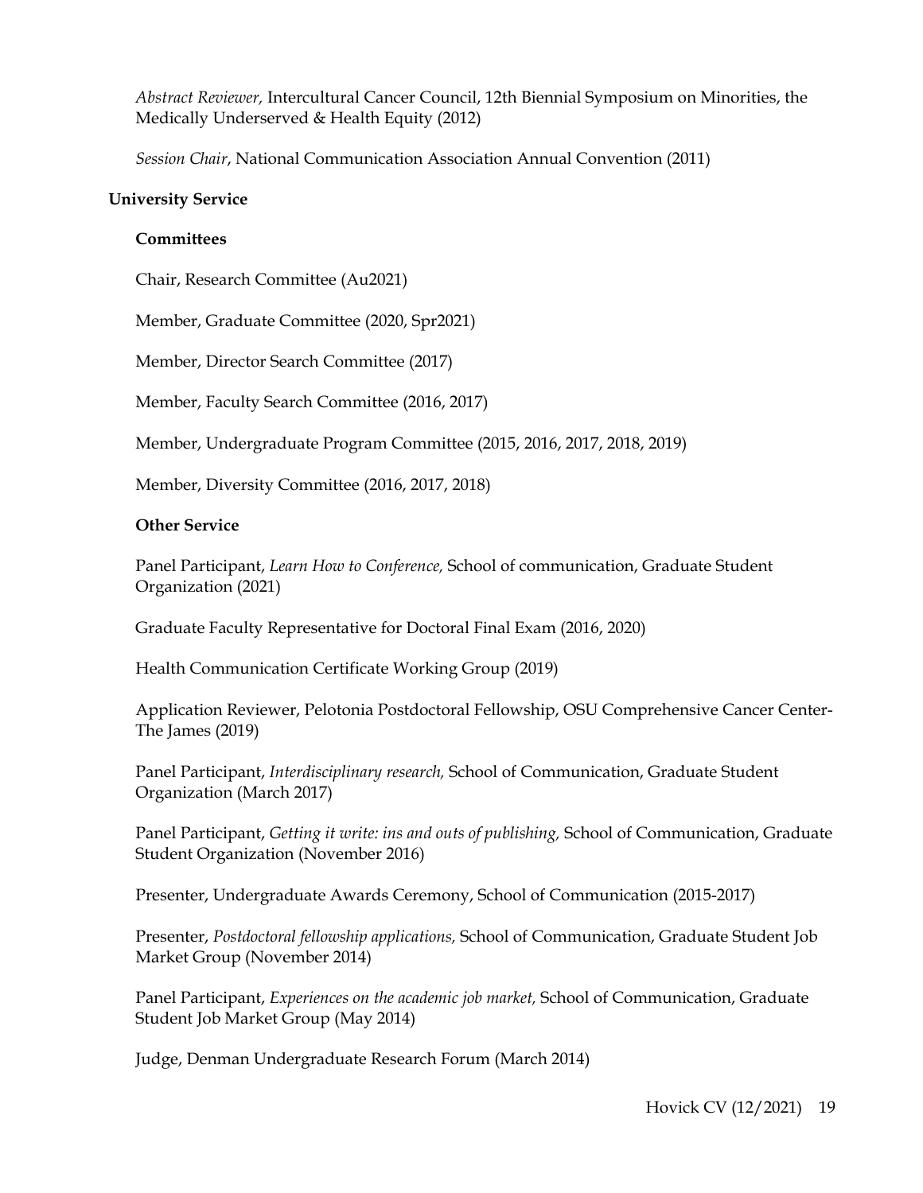*Abstract Reviewer,* Intercultural Cancer Council, 12th Biennial Symposium on Minorities, the Medically Underserved & Health Equity (2012)

*Session Chair*, National Communication Association Annual Convention (2011)

## University Service

### Committees

Chair, Research Committee (Au2021)

Member, Graduate Committee (2020, Spr2021)

Member, Director Search Committee (2017)

Member, Faculty Search Committee (2016, 2017)

Member, Undergraduate Program Committee (2015, 2016, 2017, 2018, 2019)

Member, Diversity Committee (2016, 2017, 2018)

### Other Service

Panel Participant, *Learn How to Conference,* School of communication, Graduate Student Organization (2021)

Graduate Faculty Representative for Doctoral Final Exam (2016, 2020)

Health Communication Certificate Working Group (2019)

Application Reviewer, Pelotonia Postdoctoral Fellowship, OSU Comprehensive Cancer Center-The James (2019)

Panel Participant, *Interdisciplinary research,* School of Communication, Graduate Student Organization (March 2017)

Panel Participant, *Getting it write: ins and outs of publishing,* School of Communication, Graduate Student Organization (November 2016)

Presenter, Undergraduate Awards Ceremony, School of Communication (2015-2017)

Presenter, *Postdoctoral fellowship applications,* School of Communication, Graduate Student Job Market Group (November 2014)

Panel Participant, *Experiences on the academic job market,* School of Communication, Graduate Student Job Market Group (May 2014)

Judge, Denman Undergraduate Research Forum (March 2014)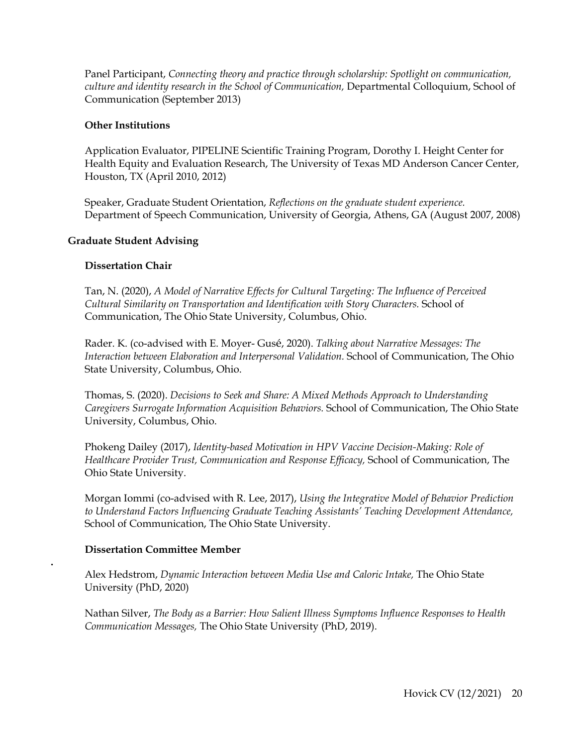Panel Participant, *Connecting theory and practice through scholarship: Spotlight on communication, culture and identity research in the School of Communication,* Departmental Colloquium, School of Communication (September 2013)

**Other Institutions**

Application Evaluator, PIPELINE Scientific Training Program, Dorothy I. Height Center for Health Equity and Evaluation Research, The University of Texas MD Anderson Cancer Center, Houston, TX (April 2010, 2012)

Speaker, Graduate Student Orientation, *Reflections on the graduate student experience.* Department of Speech Communication, University of Georgia, Athens, GA (August 2007, 2008)

### Graduate Student Advising

**Dissertation Chair**

Tan, N. (2020), *A Model of Narrative Effects for Cultural Targeting: The Influence of Perceived Cultural Similarity on Transportation and Identification with Story Characters.* School of Communication, The Ohio State University, Columbus, Ohio.

Rader. K. (co-advised with E. Moyer- Gusé, 2020). *Talking about Narrative Messages: The Interaction between Elaboration and Interpersonal Validation.* School of Communication, The Ohio State University, Columbus, Ohio.

Thomas, S. (2020). *Decisions to Seek and Share: A Mixed Methods Approach to Understanding Caregivers Surrogate Information Acquisition Behaviors.* School of Communication, The Ohio State University, Columbus, Ohio.

Phokeng Dailey (2017), *Identity-based Motivation in HPV Vaccine Decision-Making: Role of Healthcare Provider Trust, Communication and Response Efficacy,* School of Communication, The Ohio State University.

Morgan Iommi (co-advised with R. Lee, 2017), *Using the Integrative Model of Behavior Prediction to Understand Factors Influencing Graduate Teaching Assistants' Teaching Development Attendance,* School of Communication, The Ohio State University.

**Dissertation Committee Member**

Alex Hedstrom, *Dynamic Interaction between Media Use and Caloric Intake,* The Ohio State University (PhD, 2020)

Nathan Silver, *The Body as a Barrier: How Salient Illness Symptoms Influence Responses to Health Communication Messages,* The Ohio State University (PhD, 2019).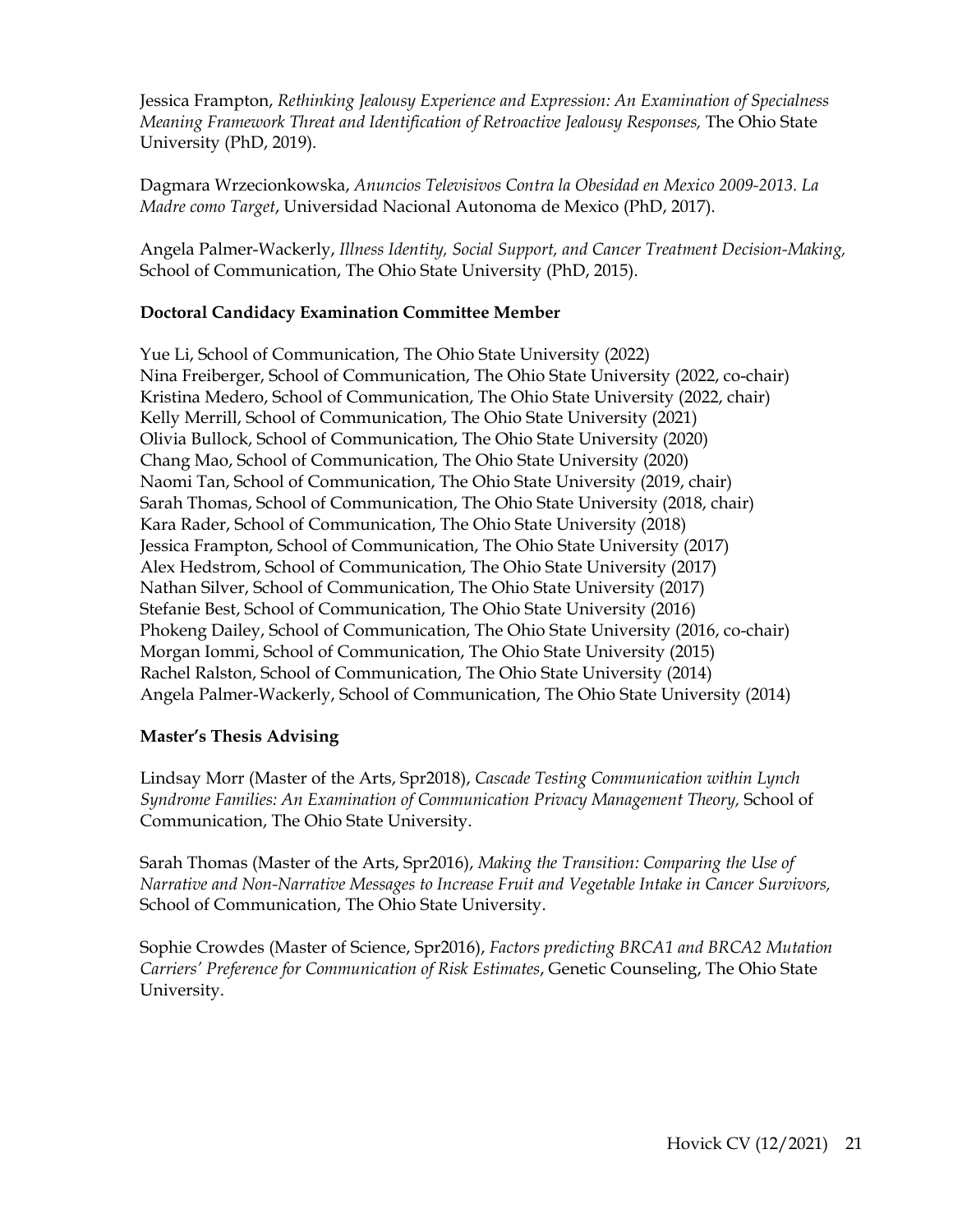Jessica Frampton, *Rethinking Jealousy Experience and Expression: An Examination of Specialness Meaning Framework Threat and Identification of Retroactive Jealousy Responses,* The Ohio State University (PhD, 2019).

Dagmara Wrzecionkowska, *Anuncios Televisivos Contra la Obesidad en Mexico 2009-2013. La Madre como Target*, Universidad Nacional Autonoma de Mexico (PhD, 2017).

Angela Palmer-Wackerly, *Illness Identity, Social Support, and Cancer Treatment Decision-Making,* School of Communication, The Ohio State University (PhD, 2015).

**Doctoral Candidacy Examination Committee Member**

Yue Li, School of Communication, The Ohio State University (2022)
Nina Freiberger, School of Communication, The Ohio State University (2022, co-chair)
Kristina Medero, School of Communication, The Ohio State University (2022, chair)
Kelly Merrill, School of Communication, The Ohio State University (2021)
Olivia Bullock, School of Communication, The Ohio State University (2020)
Chang Mao, School of Communication, The Ohio State University (2020)
Naomi Tan, School of Communication, The Ohio State University (2019, chair)
Sarah Thomas, School of Communication, The Ohio State University (2018, chair)
Kara Rader, School of Communication, The Ohio State University (2018)
Jessica Frampton, School of Communication, The Ohio State University (2017)
Alex Hedstrom, School of Communication, The Ohio State University (2017)
Nathan Silver, School of Communication, The Ohio State University (2017)
Stefanie Best, School of Communication, The Ohio State University (2016)
Phokeng Dailey, School of Communication, The Ohio State University (2016, co-chair)
Morgan Iommi, School of Communication, The Ohio State University (2015)
Rachel Ralston, School of Communication, The Ohio State University (2014)
Angela Palmer-Wackerly, School of Communication, The Ohio State University (2014)

**Master's Thesis Advising**

Lindsay Morr (Master of the Arts, Spr2018), *Cascade Testing Communication within Lynch Syndrome Families: An Examination of Communication Privacy Management Theory*, School of Communication, The Ohio State University.

Sarah Thomas (Master of the Arts, Spr2016), *Making the Transition: Comparing the Use of Narrative and Non-Narrative Messages to Increase Fruit and Vegetable Intake in Cancer Survivors,* School of Communication, The Ohio State University.

Sophie Crowdes (Master of Science, Spr2016), *Factors predicting BRCA1 and BRCA2 Mutation Carriers' Preference for Communication of Risk Estimates*, Genetic Counseling, The Ohio State University.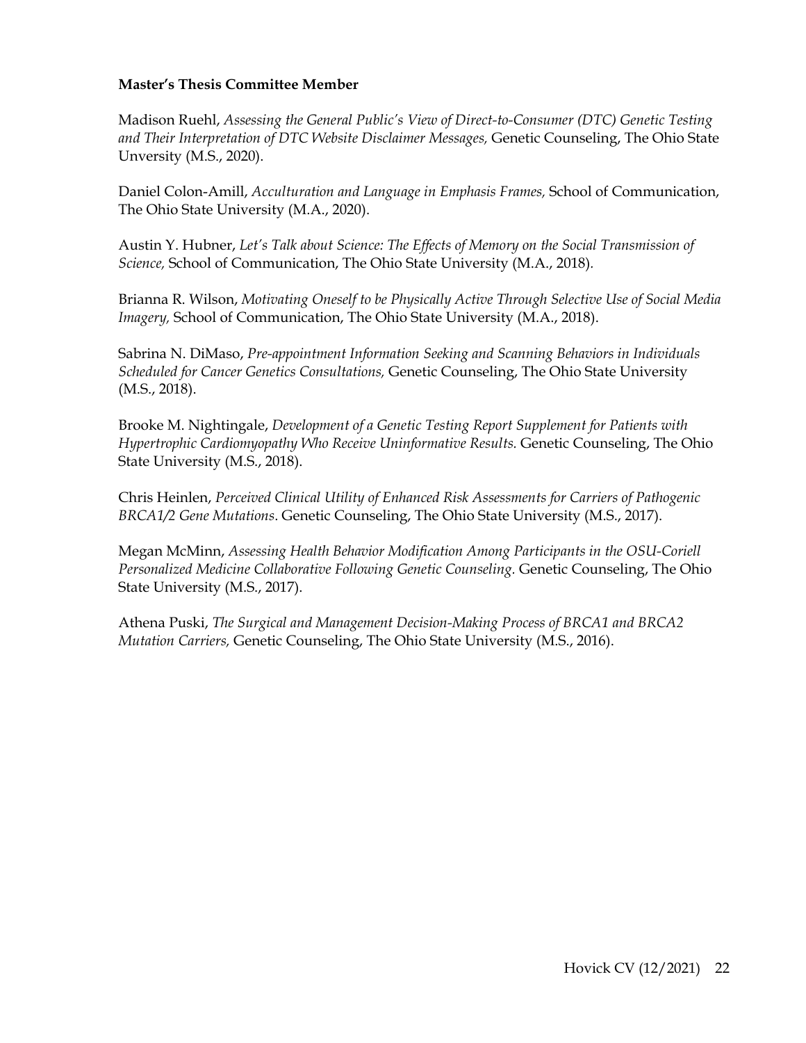**Master's Thesis Committee Member**

Madison Ruehl, *Assessing the General Public's View of Direct-to-Consumer (DTC) Genetic Testing and Their Interpretation of DTC Website Disclaimer Messages,* Genetic Counseling, The Ohio State Unversity (M.S., 2020).

Daniel Colon-Amill, *Acculturation and Language in Emphasis Frames,* School of Communication, The Ohio State University (M.A., 2020).

Austin Y. Hubner, *Let's Talk about Science: The Effects of Memory on the Social Transmission of Science,* School of Communication, The Ohio State University (M.A., 2018).

Brianna R. Wilson, *Motivating Oneself to be Physically Active Through Selective Use of Social Media Imagery,* School of Communication, The Ohio State University (M.A., 2018).

Sabrina N. DiMaso, *Pre-appointment Information Seeking and Scanning Behaviors in Individuals Scheduled for Cancer Genetics Consultations,* Genetic Counseling, The Ohio State University (M.S., 2018).

Brooke M. Nightingale, *Development of a Genetic Testing Report Supplement for Patients with Hypertrophic Cardiomyopathy Who Receive Uninformative Results.* Genetic Counseling, The Ohio State University (M.S., 2018).

Chris Heinlen, *Perceived Clinical Utility of Enhanced Risk Assessments for Carriers of Pathogenic BRCA1/2 Gene Mutations*. Genetic Counseling, The Ohio State University (M.S., 2017).

Megan McMinn, *Assessing Health Behavior Modification Among Participants in the OSU-Coriell Personalized Medicine Collaborative Following Genetic Counseling.* Genetic Counseling, The Ohio State University (M.S., 2017).

Athena Puski, *The Surgical and Management Decision-Making Process of BRCA1 and BRCA2 Mutation Carriers,* Genetic Counseling, The Ohio State University (M.S., 2016).